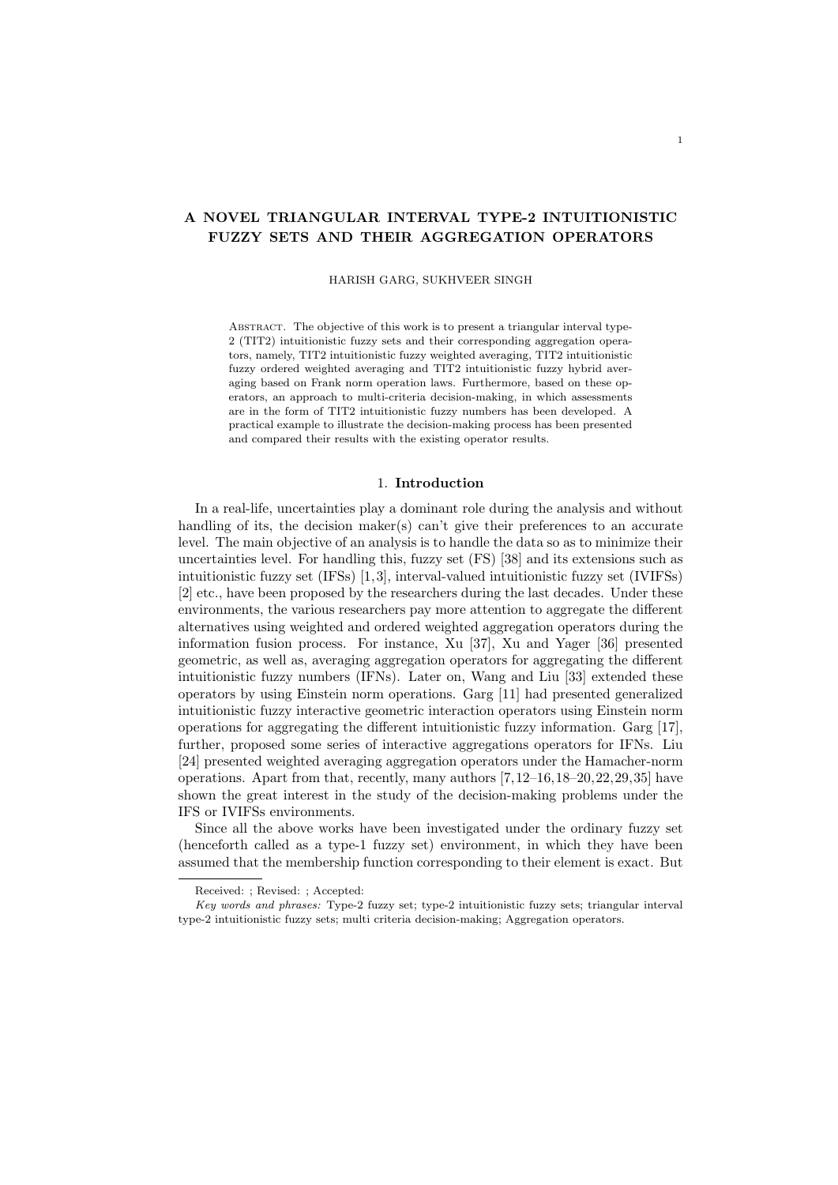# A NOVEL TRIANGULAR INTERVAL TYPE-2 INTUITIONISTIC FUZZY SETS AND THEIR AGGREGATION OPERATORS

HARISH GARG, SUKHVEER SINGH

Abstract. The objective of this work is to present a triangular interval type-2 (TIT2) intuitionistic fuzzy sets and their corresponding aggregation operators, namely, TIT2 intuitionistic fuzzy weighted averaging, TIT2 intuitionistic fuzzy ordered weighted averaging and TIT2 intuitionistic fuzzy hybrid averaging based on Frank norm operation laws. Furthermore, based on these operators, an approach to multi-criteria decision-making, in which assessments are in the form of TIT2 intuitionistic fuzzy numbers has been developed. A practical example to illustrate the decision-making process has been presented and compared their results with the existing operator results.

## 1. Introduction

In a real-life, uncertainties play a dominant role during the analysis and without handling of its, the decision maker(s) can't give their preferences to an accurate level. The main objective of an analysis is to handle the data so as to minimize their uncertainties level. For handling this, fuzzy set (FS) [38] and its extensions such as intuitionistic fuzzy set (IFSs) [1,3], interval-valued intuitionistic fuzzy set (IVIFSs) [2] etc., have been proposed by the researchers during the last decades. Under these environments, the various researchers pay more attention to aggregate the different alternatives using weighted and ordered weighted aggregation operators during the information fusion process. For instance, Xu [37], Xu and Yager [36] presented geometric, as well as, averaging aggregation operators for aggregating the different intuitionistic fuzzy numbers (IFNs). Later on, Wang and Liu [33] extended these operators by using Einstein norm operations. Garg [11] had presented generalized intuitionistic fuzzy interactive geometric interaction operators using Einstein norm operations for aggregating the different intuitionistic fuzzy information. Garg [17], further, proposed some series of interactive aggregations operators for IFNs. Liu [24] presented weighted averaging aggregation operators under the Hamacher-norm operations. Apart from that, recently, many authors [7,12–16,18–20,22,29,35] have shown the great interest in the study of the decision-making problems under the IFS or IVIFSs environments.

Since all the above works have been investigated under the ordinary fuzzy set (henceforth called as a type-1 fuzzy set) environment, in which they have been assumed that the membership function corresponding to their element is exact. But

Received: ; Revised: ; Accepted:

*Key words and phrases:* Type-2 fuzzy set; type-2 intuitionistic fuzzy sets; triangular interval type-2 intuitionistic fuzzy sets; multi criteria decision-making; Aggregation operators.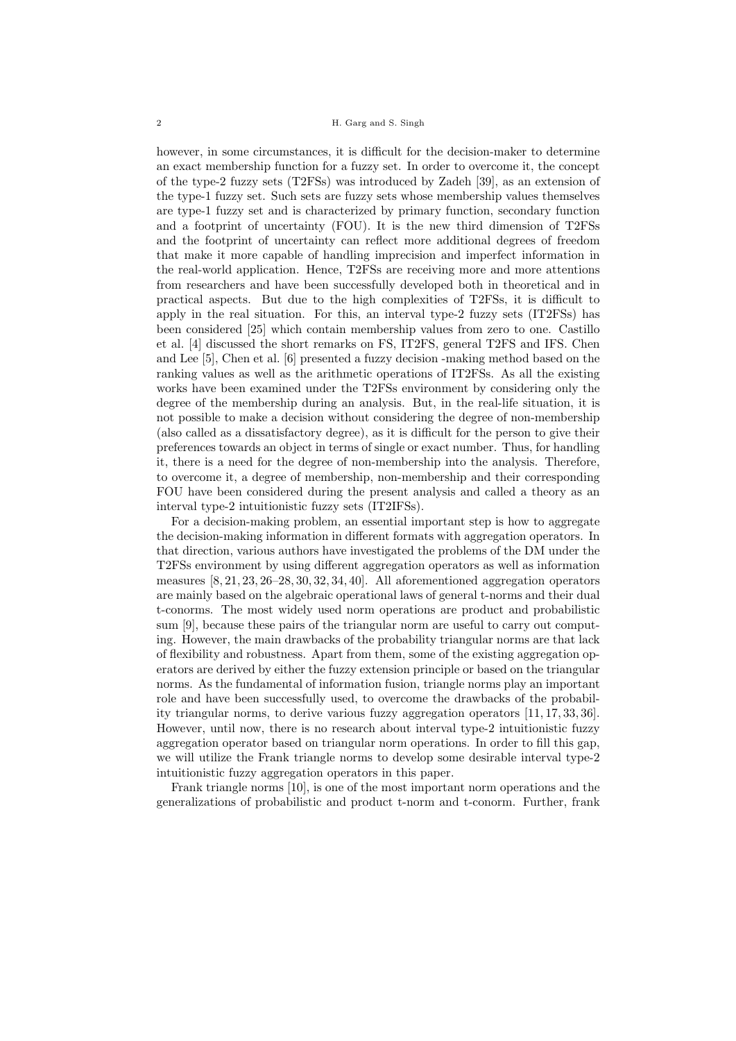however, in some circumstances, it is difficult for the decision-maker to determine an exact membership function for a fuzzy set. In order to overcome it, the concept of the type-2 fuzzy sets (T2FSs) was introduced by Zadeh [39], as an extension of the type-1 fuzzy set. Such sets are fuzzy sets whose membership values themselves are type-1 fuzzy set and is characterized by primary function, secondary function and a footprint of uncertainty (FOU). It is the new third dimension of T2FSs and the footprint of uncertainty can reflect more additional degrees of freedom that make it more capable of handling imprecision and imperfect information in the real-world application. Hence, T2FSs are receiving more and more attentions from researchers and have been successfully developed both in theoretical and in practical aspects. But due to the high complexities of T2FSs, it is difficult to apply in the real situation. For this, an interval type-2 fuzzy sets (IT2FSs) has been considered [25] which contain membership values from zero to one. Castillo et al. [4] discussed the short remarks on FS, IT2FS, general T2FS and IFS. Chen and Lee [5], Chen et al. [6] presented a fuzzy decision -making method based on the ranking values as well as the arithmetic operations of IT2FSs. As all the existing works have been examined under the T2FSs environment by considering only the degree of the membership during an analysis. But, in the real-life situation, it is not possible to make a decision without considering the degree of non-membership (also called as a dissatisfactory degree), as it is difficult for the person to give their preferences towards an object in terms of single or exact number. Thus, for handling it, there is a need for the degree of non-membership into the analysis. Therefore, to overcome it, a degree of membership, non-membership and their corresponding FOU have been considered during the present analysis and called a theory as an interval type-2 intuitionistic fuzzy sets (IT2IFSs).

For a decision-making problem, an essential important step is how to aggregate the decision-making information in different formats with aggregation operators. In that direction, various authors have investigated the problems of the DM under the T2FSs environment by using different aggregation operators as well as information measures [8, 21, 23, 26–28, 30, 32, 34, 40]. All aforementioned aggregation operators are mainly based on the algebraic operational laws of general t-norms and their dual t-conorms. The most widely used norm operations are product and probabilistic sum [9], because these pairs of the triangular norm are useful to carry out computing. However, the main drawbacks of the probability triangular norms are that lack of flexibility and robustness. Apart from them, some of the existing aggregation operators are derived by either the fuzzy extension principle or based on the triangular norms. As the fundamental of information fusion, triangle norms play an important role and have been successfully used, to overcome the drawbacks of the probability triangular norms, to derive various fuzzy aggregation operators [11, 17, 33, 36]. However, until now, there is no research about interval type-2 intuitionistic fuzzy aggregation operator based on triangular norm operations. In order to fill this gap, we will utilize the Frank triangle norms to develop some desirable interval type-2 intuitionistic fuzzy aggregation operators in this paper.

Frank triangle norms [10], is one of the most important norm operations and the generalizations of probabilistic and product t-norm and t-conorm. Further, frank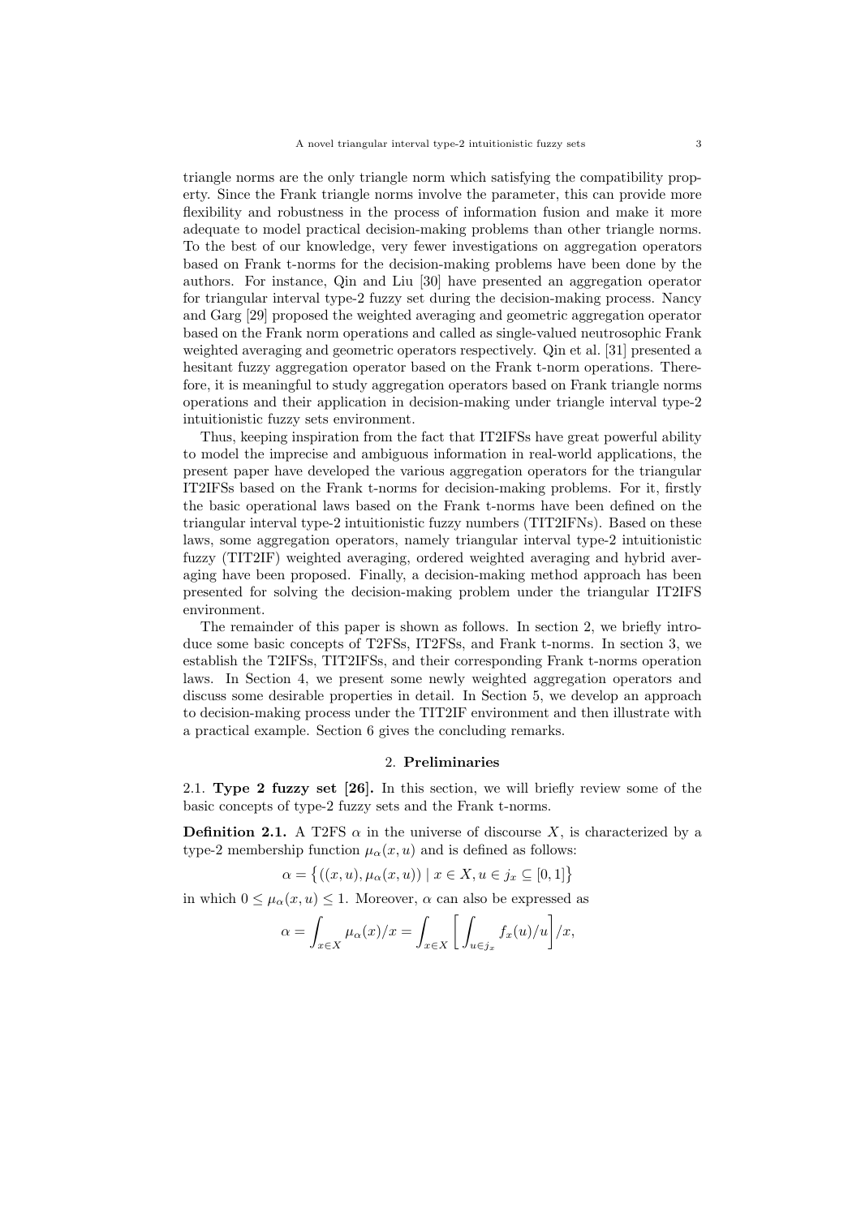triangle norms are the only triangle norm which satisfying the compatibility property. Since the Frank triangle norms involve the parameter, this can provide more flexibility and robustness in the process of information fusion and make it more adequate to model practical decision-making problems than other triangle norms. To the best of our knowledge, very fewer investigations on aggregation operators based on Frank t-norms for the decision-making problems have been done by the authors. For instance, Qin and Liu [30] have presented an aggregation operator for triangular interval type-2 fuzzy set during the decision-making process. Nancy and Garg [29] proposed the weighted averaging and geometric aggregation operator based on the Frank norm operations and called as single-valued neutrosophic Frank weighted averaging and geometric operators respectively. Qin et al. [31] presented a hesitant fuzzy aggregation operator based on the Frank t-norm operations. Therefore, it is meaningful to study aggregation operators based on Frank triangle norms operations and their application in decision-making under triangle interval type-2 intuitionistic fuzzy sets environment.

Thus, keeping inspiration from the fact that IT2IFSs have great powerful ability to model the imprecise and ambiguous information in real-world applications, the present paper have developed the various aggregation operators for the triangular IT2IFSs based on the Frank t-norms for decision-making problems. For it, firstly the basic operational laws based on the Frank t-norms have been defined on the triangular interval type-2 intuitionistic fuzzy numbers (TIT2IFNs). Based on these laws, some aggregation operators, namely triangular interval type-2 intuitionistic fuzzy (TIT2IF) weighted averaging, ordered weighted averaging and hybrid averaging have been proposed. Finally, a decision-making method approach has been presented for solving the decision-making problem under the triangular IT2IFS environment.

The remainder of this paper is shown as follows. In section 2, we briefly introduce some basic concepts of T2FSs, IT2FSs, and Frank t-norms. In section 3, we establish the T2IFSs, TIT2IFSs, and their corresponding Frank t-norms operation laws. In Section 4, we present some newly weighted aggregation operators and discuss some desirable properties in detail. In Section 5, we develop an approach to decision-making process under the TIT2IF environment and then illustrate with a practical example. Section 6 gives the concluding remarks.

## 2. Preliminaries

**2.1. Type 2 fuzzy set [26].** In this section, we will briefly review some of the basic concepts of type-2 fuzzy sets and the Frank t-norms.

**Definition 2.1.** A T2FS $\alpha$ in the universe of discourse $X$, is characterized by a type-2 membership function $\mu_\alpha(x,u)$ and is defined as follows:

$$\alpha = \left\{ ((x,u), \mu_\alpha(x,u)) \mid x \in X, u \in j_x \subseteq [0,1] \right\}$$

in which $0 \leq \mu_\alpha(x,u) \leq 1$. Moreover, $\alpha$ can also be expressed as

$$\alpha = \int_{x\in X} \mu_\alpha(x)/x = \int_{x\in X} \left[ \int_{u\in j_x} f_x(u)/u \right] / x,$$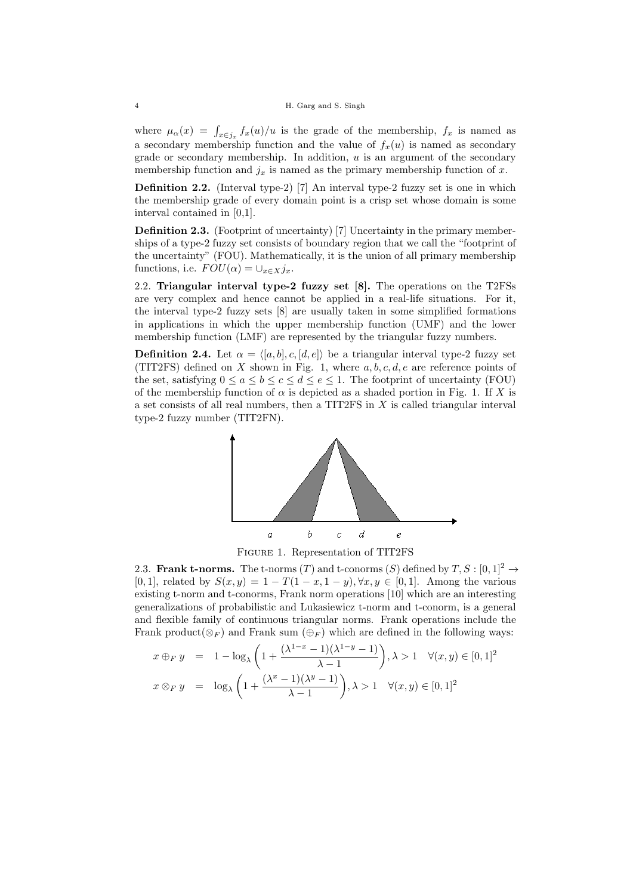where $\mu_\alpha(x) = \int_{x \in j_x} f_x(u)/u$ is the grade of the membership, $f_x$ is named as a secondary membership function and the value of $f_x(u)$ is named as secondary grade or secondary membership. In addition, $u$ is an argument of the secondary membership function and $j_x$ is named as the primary membership function of $x$.

**Definition 2.2.** (Interval type-2) [7] An interval type-2 fuzzy set is one in which the membership grade of every domain point is a crisp set whose domain is some interval contained in [0,1].

**Definition 2.3.** (Footprint of uncertainty) [7] Uncertainty in the primary memberships of a type-2 fuzzy set consists of boundary region that we call the "footprint of the uncertainty" (FOU). Mathematically, it is the union of all primary membership functions, i.e. $FOU(\alpha) = \cup_{x \in X} j_x$.

2.2. **Triangular interval type-2 fuzzy set [8].** The operations on the T2FSs are very complex and hence cannot be applied in a real-life situations. For it, the interval type-2 fuzzy sets [8] are usually taken in some simplified formations in applications in which the upper membership function (UMF) and the lower membership function (LMF) are represented by the triangular fuzzy numbers.

**Definition 2.4.** Let $\alpha = \langle [a, b], c, [d, e] \rangle$ be a triangular interval type-2 fuzzy set (TIT2FS) defined on $X$ shown in Fig. 1, where $a, b, c, d, e$ are reference points of the set, satisfying $0 \leq a \leq b \leq c \leq d \leq e \leq 1$. The footprint of uncertainty (FOU) of the membership function of $\alpha$ is depicted as a shaded portion in Fig. 1. If $X$ is a set consists of all real numbers, then a TIT2FS in $X$ is called triangular interval type-2 fuzzy number (TIT2FN).

FIGURE 1. Representation of TIT2FS

2.3. **Frank t-norms.** The t-norms ($T$) and t-conorms ($S$) defined by $T, S : [0, 1]^2 \to [0, 1]$, related by $S(x, y) = 1 - T(1 - x, 1 - y), \forall x, y \in [0, 1]$. Among the various existing t-norm and t-conorms, Frank norm operations [10] which are an interesting generalizations of probabilistic and Lukasiewicz t-norm and t-conorm, is a general and flexible family of continuous triangular norms. Frank operations include the Frank product($\otimes_F$) and Frank sum ($\oplus_F$) which are defined in the following ways:

$$
\begin{aligned}
x \oplus_F y &= 1 - \log_\lambda \left( 1 + \frac{(\lambda^{1-x} - 1)(\lambda^{1-y} - 1)}{\lambda - 1} \right), \lambda > 1 \quad \forall (x, y) \in [0, 1]^2 \\
x \otimes_F y &= \log_\lambda \left( 1 + \frac{(\lambda^{x} - 1)(\lambda^{y} - 1)}{\lambda - 1} \right), \lambda > 1 \quad \forall (x, y) \in [0, 1]^2
\end{aligned}
$$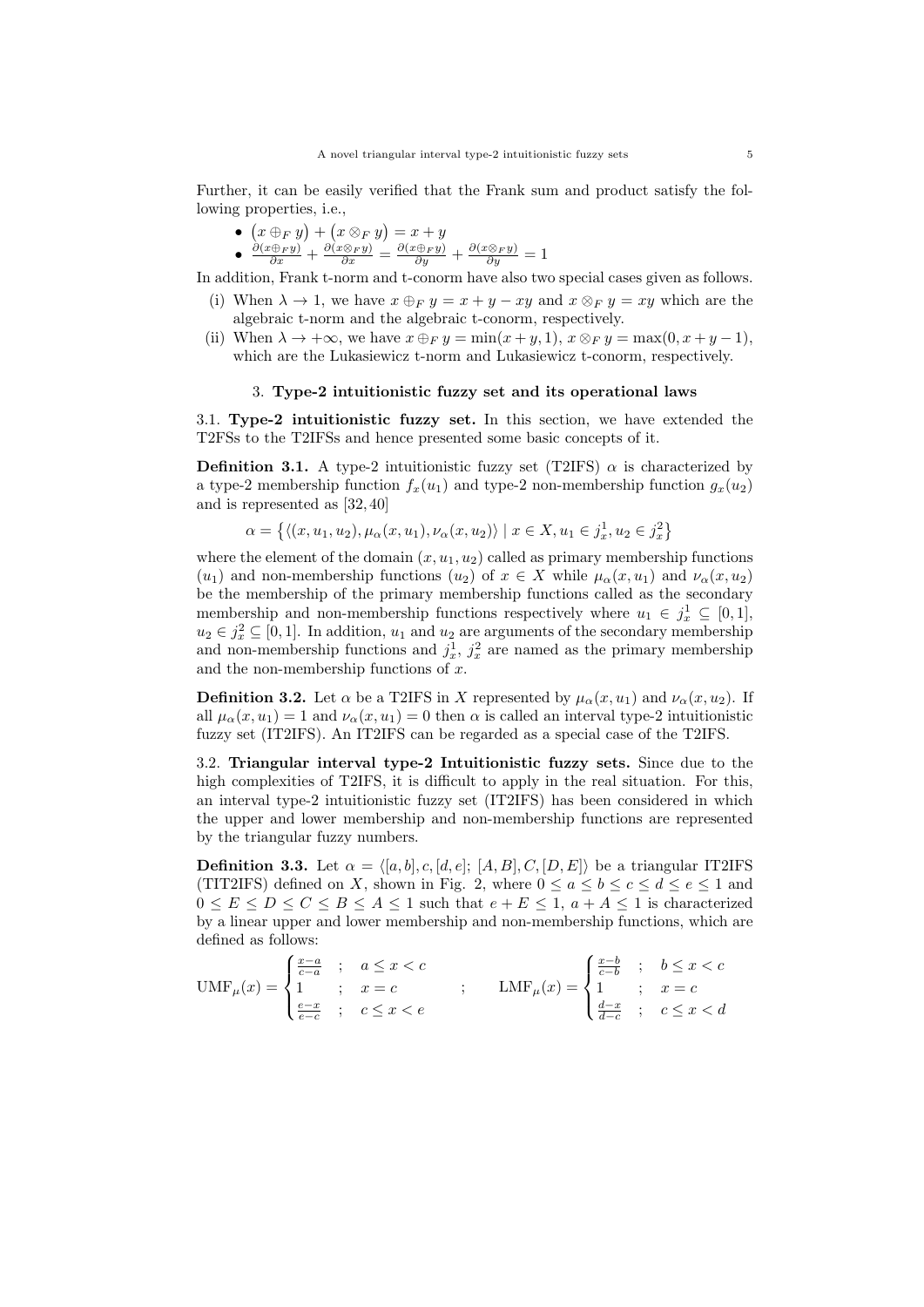Further, it can be easily verified that the Frank sum and product satisfy the following properties, i.e.,

- $\big(x \oplus_F y\big) + \big(x \otimes_F y\big) = x + y$
- $\frac{\partial(x\oplus_F y)}{\partial x} + \frac{\partial(x\otimes_F y)}{\partial x} = \frac{\partial(x\oplus_F y)}{\partial y} + \frac{\partial(x\otimes_F y)}{\partial y} = 1$

In addition, Frank t-norm and t-conorm have also two special cases given as follows.

(i) When $\lambda \to 1$, we have $x \oplus_F y = x + y - xy$ and $x \otimes_F y = xy$ which are the algebraic t-norm and the algebraic t-conorm, respectively.

(ii) When $\lambda \to +\infty$, we have $x \oplus_F y = \min(x + y, 1)$, $x \otimes_F y = \max(0, x + y - 1)$, which are the Lukasiewicz t-norm and Lukasiewicz t-conorm, respectively.

## 3. Type-2 intuitionistic fuzzy set and its operational laws

**3.1. Type-2 intuitionistic fuzzy set.** In this section, we have extended the T2FSs to the T2IFSs and hence presented some basic concepts of it.

**Definition 3.1.** A type-2 intuitionistic fuzzy set (T2IFS) $\alpha$ is characterized by a type-2 membership function $f_x(u_1)$ and type-2 non-membership function $g_x(u_2)$ and is represented as [32, 40]

$$\alpha = \big\{\langle (x, u_1, u_2), \mu_\alpha(x, u_1), \nu_\alpha(x, u_2)\rangle \mid x \in X, u_1 \in j_x^1, u_2 \in j_x^2\big\}$$

where the element of the domain $(x, u_1, u_2)$ called as primary membership functions $(u_1)$ and non-membership functions $(u_2)$ of $x \in X$ while $\mu_\alpha(x, u_1)$ and $\nu_\alpha(x, u_2)$ be the membership of the primary membership functions called as the secondary membership and non-membership functions respectively where $u_1 \in j_x^1 \subseteq [0, 1]$, $u_2 \in j_x^2 \subseteq [0, 1]$. In addition, $u_1$ and $u_2$ are arguments of the secondary membership and non-membership functions and $j_x^1$, $j_x^2$ are named as the primary membership and the non-membership functions of $x$.

**Definition 3.2.** Let $\alpha$ be a T2IFS in X represented by $\mu_\alpha(x, u_1)$ and $\nu_\alpha(x, u_2)$. If all $\mu_\alpha(x, u_1) = 1$ and $\nu_\alpha(x, u_1) = 0$ then $\alpha$ is called an interval type-2 intuitionistic fuzzy set (IT2IFS). An IT2IFS can be regarded as a special case of the T2IFS.

**3.2. Triangular interval type-2 Intuitionistic fuzzy sets.** Since due to the high complexities of T2IFS, it is difficult to apply in the real situation. For this, an interval type-2 intuitionistic fuzzy set (IT2IFS) has been considered in which the upper and lower membership and non-membership functions are represented by the triangular fuzzy numbers.

**Definition 3.3.** Let $\alpha = \langle [a, b], c, [d, e];\ [A, B], C, [D, E]\rangle$ be a triangular IT2IFS (TIT2IFS) defined on $X$, shown in Fig. 2, where $0 \le a \le b \le c \le d \le e \le 1$ and $0 \le E \le D \le C \le B \le A \le 1$ such that $e + E \le 1$, $a + A \le 1$ is characterized by a linear upper and lower membership and non-membership functions, which are defined as follows:

$$\mathrm{UMF}_\mu(x) = \begin{cases} \frac{x-a}{c-a} & ; \quad a \le x < c \\ 1 & ; \quad x = c \\ \frac{e-x}{e-c} & ; \quad c \le x < e \end{cases} \qquad ; \qquad \mathrm{LMF}_\mu(x) = \begin{cases} \frac{x-b}{c-b} & ; \quad b \le x < c \\ 1 & ; \quad x = c \\ \frac{d-x}{d-c} & ; \quad c \le x < d \end{cases}$$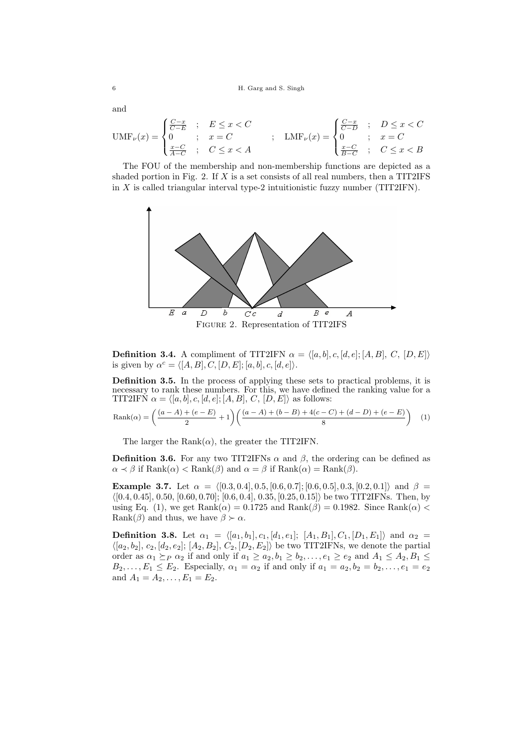and

$$\mathrm{UMF}_{\nu}(x) = \begin{cases} \frac{C-x}{C-E} & ; \quad E \leq x < C \\ 0 & ; \quad x = C \\ \frac{x-C}{A-C} & ; \quad C \leq x < A \end{cases} \quad ; \quad \mathrm{LMF}_{\nu}(x) = \begin{cases} \frac{C-x}{C-D} & ; \quad D \leq x < C \\ 0 & ; \quad x = C \\ \frac{x-C}{B-C} & ; \quad C \leq x < B \end{cases}$$

The FOU of the membership and non-membership functions are depicted as a shaded portion in Fig. 2. If $X$ is a set consists of all real numbers, then a TIT2IFS in $X$ is called triangular interval type-2 intuitionistic fuzzy number (TIT2IFN).

Figure 2. Representation of TIT2IFS

**Definition 3.4.** A compliment of TIT2IFN $\alpha = \langle [a, b], c, [d, e]; [A, B], C, [D, E] \rangle$ is given by $\alpha^c = \langle [A, B], C, [D, E]; [a, b], c, [d, e] \rangle$.

**Definition 3.5.** In the process of applying these sets to practical problems, it is necessary to rank these numbers. For this, we have defined the ranking value for a TIT2IFN $\alpha = \langle [a, b], c, [d, e]; [A, B], C, [D, E] \rangle$ as follows:

$$\mathrm{Rank}(\alpha) = \left( \frac{(a - A) + (e - E)}{2} + 1 \right) \left( \frac{(a - A) + (b - B) + 4(c - C) + (d - D) + (e - E)}{8} \right) \quad (1)$$

The larger the $\mathrm{Rank}(\alpha)$, the greater the TIT2IFN.

**Definition 3.6.** For any two TIT2IFNs $\alpha$ and $\beta$, the ordering can be defined as $\alpha \prec \beta$ if $\mathrm{Rank}(\alpha) < \mathrm{Rank}(\beta)$ and $\alpha = \beta$ if $\mathrm{Rank}(\alpha) = \mathrm{Rank}(\beta)$.

**Example 3.7.** Let $\alpha = \langle [0.3, 0.4], 0.5, [0.6, 0.7]; [0.6, 0.5], 0.3, [0.2, 0.1] \rangle$ and $\beta = \langle [0.4, 0.45], 0.50, [0.60, 0.70]; [0.6, 0.4], 0.35, [0.25, 0.15] \rangle$ be two TIT2IFNs. Then, by using Eq. (1), we get $\mathrm{Rank}(\alpha) = 0.1725$ and $\mathrm{Rank}(\beta) = 0.1982$. Since $\mathrm{Rank}(\alpha) < \mathrm{Rank}(\beta)$ and thus, we have $\beta \succ \alpha$.

**Definition 3.8.** Let $\alpha_1 = \langle [a_1, b_1], c_1, [d_1, e_1]; [A_1, B_1], C_1, [D_1, E_1] \rangle$ and $\alpha_2 = \langle [a_2, b_2], c_2, [d_2, e_2]; [A_2, B_2], C_2, [D_2, E_2] \rangle$ be two TIT2IFNs, we denote the partial order as $\alpha_1 \succeq_P \alpha_2$ if and only if $a_1 \geq a_2, b_1 \geq b_2, \ldots, e_1 \geq e_2$ and $A_1 \leq A_2, B_1 \leq B_2, \ldots, E_1 \leq E_2$. Especially, $\alpha_1 = \alpha_2$ if and only if $a_1 = a_2, b_2 = b_2, \ldots, e_1 = e_2$ and $A_1 = A_2, \ldots, E_1 = E_2$.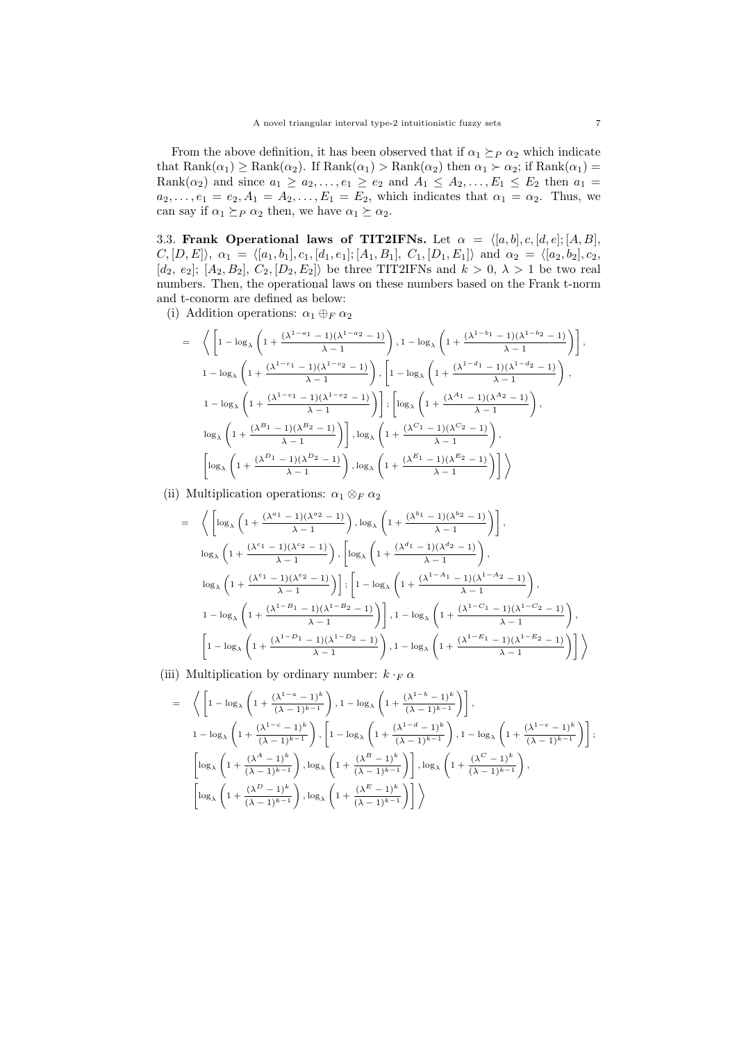From the above definition, it has been observed that if $\alpha_1 \succeq_P \alpha_2$ which indicate that $\text{Rank}(\alpha_1) \geq \text{Rank}(\alpha_2)$. If $\text{Rank}(\alpha_1) > \text{Rank}(\alpha_2)$ then $\alpha_1 \succ \alpha_2$; if $\text{Rank}(\alpha_1) = \text{Rank}(\alpha_2)$ and since $a_1 \geq a_2, \ldots, e_1 \geq e_2$ and $A_1 \leq A_2, \ldots, E_1 \leq E_2$ then $a_1 = a_2, \ldots, e_1 = e_2, A_1 = A_2, \ldots, E_1 = E_2$, which indicates that $\alpha_1 = \alpha_2$. Thus, we can say if $\alpha_1 \succeq_P \alpha_2$ then, we have $\alpha_1 \succeq \alpha_2$.

3.3. **Frank Operational laws of TIT2IFNs.** Let $\alpha = \langle [a, b], c, [d, e]; [A, B], C, [D, E] \rangle$, $\alpha_1 = \langle [a_1, b_1], c_1, [d_1, e_1]; [A_1, B_1], C_1, [D_1, E_1] \rangle$ and $\alpha_2 = \langle [a_2, b_2], c_2, [d_2, e_2]; [A_2, B_2], C_2, [D_2, E_2] \rangle$ be three TIT2IFNs and $k > 0$, $\lambda > 1$ be two real numbers. Then, the operational laws on these numbers based on the Frank t-norm and t-conorm are defined as below:

(i) Addition operations: $\alpha_1 \oplus_F \alpha_2$

$$
\begin{aligned}
= \quad & \Bigg\langle \left[ 1 - \log_\lambda \left( 1 + \frac{(\lambda^{1-a_1} - 1)(\lambda^{1-a_2} - 1)}{\lambda - 1} \right), 1 - \log_\lambda \left( 1 + \frac{(\lambda^{1-b_1} - 1)(\lambda^{1-b_2} - 1)}{\lambda - 1} \right) \right], \\
& 1 - \log_\lambda \left( 1 + \frac{(\lambda^{1-c_1} - 1)(\lambda^{1-c_2} - 1)}{\lambda - 1} \right), \left[ 1 - \log_\lambda \left( 1 + \frac{(\lambda^{1-d_1} - 1)(\lambda^{1-d_2} - 1)}{\lambda - 1} \right), \right. \\
& \left. 1 - \log_\lambda \left( 1 + \frac{(\lambda^{1-e_1} - 1)(\lambda^{1-e_2} - 1)}{\lambda - 1} \right) \right]; \left[ \log_\lambda \left( 1 + \frac{(\lambda^{A_1} - 1)(\lambda^{A_2} - 1)}{\lambda - 1} \right), \right. \\
& \left. \log_\lambda \left( 1 + \frac{(\lambda^{B_1} - 1)(\lambda^{B_2} - 1)}{\lambda - 1} \right) \right], \log_\lambda \left( 1 + \frac{(\lambda^{C_1} - 1)(\lambda^{C_2} - 1)}{\lambda - 1} \right), \\
& \left[ \log_\lambda \left( 1 + \frac{(\lambda^{D_1} - 1)(\lambda^{D_2} - 1)}{\lambda - 1} \right), \log_\lambda \left( 1 + \frac{(\lambda^{E_1} - 1)(\lambda^{E_2} - 1)}{\lambda - 1} \right) \right] \Bigg\rangle
\end{aligned}
$$

(ii) Multiplication operations: $\alpha_1 \otimes_F \alpha_2$

$$
\begin{aligned}
= \quad & \Bigg\langle \left[ \log_\lambda \left( 1 + \frac{(\lambda^{a_1} - 1)(\lambda^{a_2} - 1)}{\lambda - 1} \right), \log_\lambda \left( 1 + \frac{(\lambda^{b_1} - 1)(\lambda^{b_2} - 1)}{\lambda - 1} \right) \right], \\
& \log_\lambda \left( 1 + \frac{(\lambda^{c_1} - 1)(\lambda^{c_2} - 1)}{\lambda - 1} \right), \left[ \log_\lambda \left( 1 + \frac{(\lambda^{d_1} - 1)(\lambda^{d_2} - 1)}{\lambda - 1} \right), \right. \\
& \left. \log_\lambda \left( 1 + \frac{(\lambda^{e_1} - 1)(\lambda^{e_2} - 1)}{\lambda - 1} \right) \right]; \left[ 1 - \log_\lambda \left( 1 + \frac{(\lambda^{1-A_1} - 1)(\lambda^{1-A_2} - 1)}{\lambda - 1} \right), \right. \\
& \left. 1 - \log_\lambda \left( 1 + \frac{(\lambda^{1-B_1} - 1)(\lambda^{1-B_2} - 1)}{\lambda - 1} \right) \right], 1 - \log_\lambda \left( 1 + \frac{(\lambda^{1-C_1} - 1)(\lambda^{1-C_2} - 1)}{\lambda - 1} \right), \\
& \left[ 1 - \log_\lambda \left( 1 + \frac{(\lambda^{1-D_1} - 1)(\lambda^{1-D_2} - 1)}{\lambda - 1} \right), 1 - \log_\lambda \left( 1 + \frac{(\lambda^{1-E_1} - 1)(\lambda^{1-E_2} - 1)}{\lambda - 1} \right) \right] \Bigg\rangle
\end{aligned}
$$

(iii) Multiplication by ordinary number: $k \cdot_F \alpha$

$$
\begin{aligned}
= \quad & \Bigg\langle \left[ 1 - \log_\lambda \left( 1 + \frac{(\lambda^{1-a} - 1)^k}{(\lambda - 1)^{k-1}} \right), 1 - \log_\lambda \left( 1 + \frac{(\lambda^{1-b} - 1)^k}{(\lambda - 1)^{k-1}} \right) \right], \\
& 1 - \log_\lambda \left( 1 + \frac{(\lambda^{1-c} - 1)^k}{(\lambda - 1)^{k-1}} \right), \left[ 1 - \log_\lambda \left( 1 + \frac{(\lambda^{1-d} - 1)^k}{(\lambda - 1)^{k-1}} \right), 1 - \log_\lambda \left( 1 + \frac{(\lambda^{1-e} - 1)^k}{(\lambda - 1)^{k-1}} \right) \right]; \\
& \left[ \log_\lambda \left( 1 + \frac{(\lambda^{A} - 1)^k}{(\lambda - 1)^{k-1}} \right), \log_\lambda \left( 1 + \frac{(\lambda^{B} - 1)^k}{(\lambda - 1)^{k-1}} \right) \right], \log_\lambda \left( 1 + \frac{(\lambda^{C} - 1)^k}{(\lambda - 1)^{k-1}} \right), \\
& \left[ \log_\lambda \left( 1 + \frac{(\lambda^{D} - 1)^k}{(\lambda - 1)^{k-1}} \right), \log_\lambda \left( 1 + \frac{(\lambda^{E} - 1)^k}{(\lambda - 1)^{k-1}} \right) \right] \Bigg\rangle
\end{aligned}
$$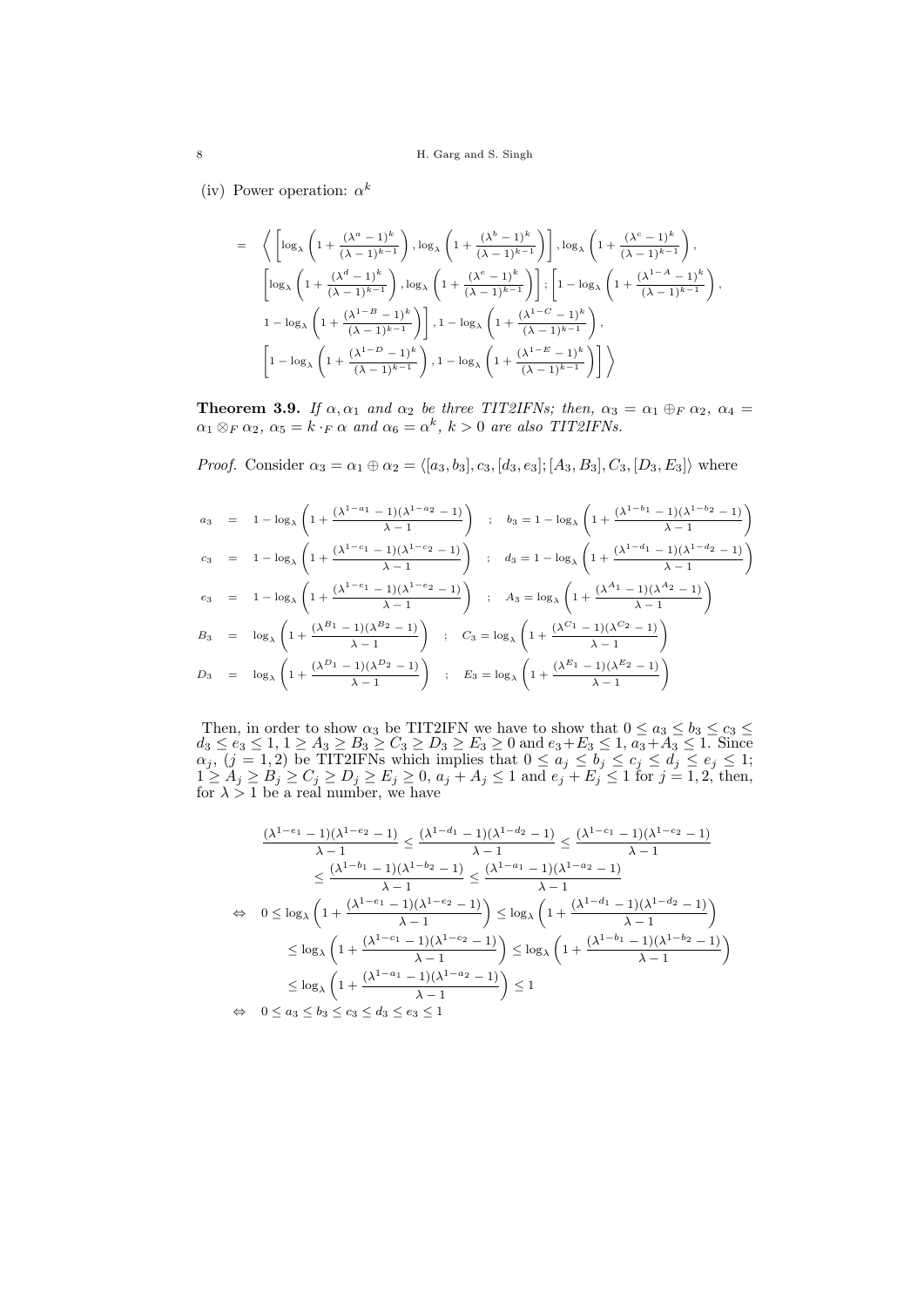(iv) Power operation: $\alpha^k$

$$
\begin{aligned}
= \quad & \Bigg\langle \left[\log_\lambda\left(1+\frac{(\lambda^a-1)^k}{(\lambda-1)^{k-1}}\right), \log_\lambda\left(1+\frac{(\lambda^b-1)^k}{(\lambda-1)^{k-1}}\right)\right], \log_\lambda\left(1+\frac{(\lambda^c-1)^k}{(\lambda-1)^{k-1}}\right), \\
& \left[\log_\lambda\left(1+\frac{(\lambda^d-1)^k}{(\lambda-1)^{k-1}}\right), \log_\lambda\left(1+\frac{(\lambda^e-1)^k}{(\lambda-1)^{k-1}}\right)\right]; \left[1-\log_\lambda\left(1+\frac{(\lambda^{1-A}-1)^k}{(\lambda-1)^{k-1}}\right),\right. \\
& \left. 1-\log_\lambda\left(1+\frac{(\lambda^{1-B}-1)^k}{(\lambda-1)^{k-1}}\right)\right], 1-\log_\lambda\left(1+\frac{(\lambda^{1-C}-1)^k}{(\lambda-1)^{k-1}}\right), \\
& \left[1-\log_\lambda\left(1+\frac{(\lambda^{1-D}-1)^k}{(\lambda-1)^{k-1}}\right), 1-\log_\lambda\left(1+\frac{(\lambda^{1-E}-1)^k}{(\lambda-1)^{k-1}}\right)\right] \Bigg\rangle
\end{aligned}
$$

**Theorem 3.9.** *If $\alpha, \alpha_1$ and $\alpha_2$ be three TIT2IFNs; then, $\alpha_3 = \alpha_1 \oplus_F \alpha_2$, $\alpha_4 = \alpha_1 \otimes_F \alpha_2$, $\alpha_5 = k \cdot_F \alpha$ and $\alpha_6 = \alpha^k$, $k > 0$ are also TIT2IFNs.*

*Proof.* Consider $\alpha_3 = \alpha_1 \oplus \alpha_2 = \langle [a_3, b_3], c_3, [d_3, e_3]; [A_3, B_3], C_3, [D_3, E_3] \rangle$ where

$$
\begin{aligned}
a_3 &= 1-\log_\lambda\left(1+\frac{(\lambda^{1-a_1}-1)(\lambda^{1-a_2}-1)}{\lambda-1}\right) \quad ; \quad b_3 = 1-\log_\lambda\left(1+\frac{(\lambda^{1-b_1}-1)(\lambda^{1-b_2}-1)}{\lambda-1}\right) \\
c_3 &= 1-\log_\lambda\left(1+\frac{(\lambda^{1-c_1}-1)(\lambda^{1-c_2}-1)}{\lambda-1}\right) \quad ; \quad d_3 = 1-\log_\lambda\left(1+\frac{(\lambda^{1-d_1}-1)(\lambda^{1-d_2}-1)}{\lambda-1}\right) \\
e_3 &= 1-\log_\lambda\left(1+\frac{(\lambda^{1-e_1}-1)(\lambda^{1-e_2}-1)}{\lambda-1}\right) \quad ; \quad A_3 = \log_\lambda\left(1+\frac{(\lambda^{A_1}-1)(\lambda^{A_2}-1)}{\lambda-1}\right) \\
B_3 &= \log_\lambda\left(1+\frac{(\lambda^{B_1}-1)(\lambda^{B_2}-1)}{\lambda-1}\right) \quad ; \quad C_3 = \log_\lambda\left(1+\frac{(\lambda^{C_1}-1)(\lambda^{C_2}-1)}{\lambda-1}\right) \\
D_3 &= \log_\lambda\left(1+\frac{(\lambda^{D_1}-1)(\lambda^{D_2}-1)}{\lambda-1}\right) \quad ; \quad E_3 = \log_\lambda\left(1+\frac{(\lambda^{E_1}-1)(\lambda^{E_2}-1)}{\lambda-1}\right)
\end{aligned}
$$

Then, in order to show $\alpha_3$ be TIT2IFN we have to show that $0 \leq a_3 \leq b_3 \leq c_3 \leq d_3 \leq e_3 \leq 1$, $1 \geq A_3 \geq B_3 \geq C_3 \geq D_3 \geq E_3 \geq 0$ and $e_3 + E_3 \leq 1$, $a_3 + A_3 \leq 1$. Since $\alpha_j$, $(j = 1, 2)$ be TIT2IFNs which implies that $0 \leq a_j \leq b_j \leq c_j \leq d_j \leq e_j \leq 1$; $1 \geq A_j \geq B_j \geq C_j \geq D_j \geq E_j \geq 0$, $a_j + A_j \leq 1$ and $e_j + E_j \leq 1$ for $j = 1, 2$, then, for $\lambda > 1$ be a real number, we have

$$
\begin{aligned}
& \frac{(\lambda^{1-e_1}-1)(\lambda^{1-e_2}-1)}{\lambda-1} \leq \frac{(\lambda^{1-d_1}-1)(\lambda^{1-d_2}-1)}{\lambda-1} \leq \frac{(\lambda^{1-c_1}-1)(\lambda^{1-c_2}-1)}{\lambda-1} \\
& \qquad \leq \frac{(\lambda^{1-b_1}-1)(\lambda^{1-b_2}-1)}{\lambda-1} \leq \frac{(\lambda^{1-a_1}-1)(\lambda^{1-a_2}-1)}{\lambda-1} \\
\Leftrightarrow \quad & 0 \leq \log_\lambda\left(1+\frac{(\lambda^{1-e_1}-1)(\lambda^{1-e_2}-1)}{\lambda-1}\right) \leq \log_\lambda\left(1+\frac{(\lambda^{1-d_1}-1)(\lambda^{1-d_2}-1)}{\lambda-1}\right) \\
& \qquad \leq \log_\lambda\left(1+\frac{(\lambda^{1-c_1}-1)(\lambda^{1-c_2}-1)}{\lambda-1}\right) \leq \log_\lambda\left(1+\frac{(\lambda^{1-b_1}-1)(\lambda^{1-b_2}-1)}{\lambda-1}\right) \\
& \qquad \leq \log_\lambda\left(1+\frac{(\lambda^{1-a_1}-1)(\lambda^{1-a_2}-1)}{\lambda-1}\right) \leq 1 \\
\Leftrightarrow \quad & 0 \leq a_3 \leq b_3 \leq c_3 \leq d_3 \leq e_3 \leq 1
\end{aligned}
$$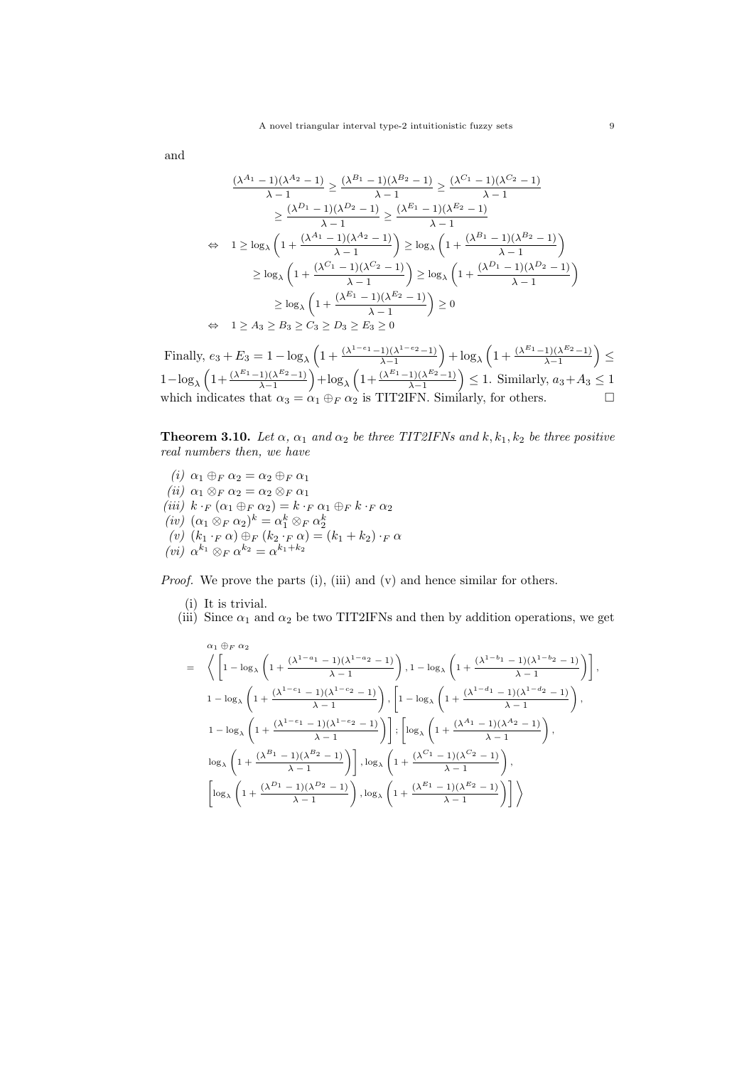and

$$
\begin{aligned}
& \frac{(\lambda^{A_1}-1)(\lambda^{A_2}-1)}{\lambda-1} \geq \frac{(\lambda^{B_1}-1)(\lambda^{B_2}-1)}{\lambda-1} \geq \frac{(\lambda^{C_1}-1)(\lambda^{C_2}-1)}{\lambda-1} \\
& \qquad \geq \frac{(\lambda^{D_1}-1)(\lambda^{D_2}-1)}{\lambda-1} \geq \frac{(\lambda^{E_1}-1)(\lambda^{E_2}-1)}{\lambda-1} \\
\Leftrightarrow \quad & 1 \geq \log_\lambda\left(1+\frac{(\lambda^{A_1}-1)(\lambda^{A_2}-1)}{\lambda-1}\right) \geq \log_\lambda\left(1+\frac{(\lambda^{B_1}-1)(\lambda^{B_2}-1)}{\lambda-1}\right) \\
& \qquad \geq \log_\lambda\left(1+\frac{(\lambda^{C_1}-1)(\lambda^{C_2}-1)}{\lambda-1}\right) \geq \log_\lambda\left(1+\frac{(\lambda^{D_1}-1)(\lambda^{D_2}-1)}{\lambda-1}\right) \\
& \qquad \geq \log_\lambda\left(1+\frac{(\lambda^{E_1}-1)(\lambda^{E_2}-1)}{\lambda-1}\right) \geq 0 \\
\Leftrightarrow \quad & 1 \geq A_3 \geq B_3 \geq C_3 \geq D_3 \geq E_3 \geq 0
\end{aligned}
$$

Finally, $e_3+E_3 = 1-\log_\lambda\left(1+\frac{(\lambda^{1-e_1}-1)(\lambda^{1-e_2}-1)}{\lambda-1}\right)+\log_\lambda\left(1+\frac{(\lambda^{E_1}-1)(\lambda^{E_2}-1)}{\lambda-1}\right) \leq 1-\log_\lambda\left(1+\frac{(\lambda^{E_1}-1)(\lambda^{E_2}-1)}{\lambda-1}\right)+\log_\lambda\left(1+\frac{(\lambda^{E_1}-1)(\lambda^{E_2}-1)}{\lambda-1}\right) \leq 1$. Similarly, $a_3+A_3 \leq 1$ which indicates that $\alpha_3 = \alpha_1 \oplus_F \alpha_2$ is TIT2IFN. Similarly, for others. □

**Theorem 3.10.** *Let $\alpha$, $\alpha_1$ and $\alpha_2$ be three TIT2IFNs and $k, k_1, k_2$ be three positive real numbers then, we have*

*(i)* $\alpha_1 \oplus_F \alpha_2 = \alpha_2 \oplus_F \alpha_1$

*(ii)* $\alpha_1 \otimes_F \alpha_2 = \alpha_2 \otimes_F \alpha_1$

*(iii)* $k \cdot_F (\alpha_1 \oplus_F \alpha_2) = k \cdot_F \alpha_1 \oplus_F k \cdot_F \alpha_2$

*(iv)* $(\alpha_1 \otimes_F \alpha_2)^k = \alpha_1^k \otimes_F \alpha_2^k$

*(v)* $(k_1 \cdot_F \alpha) \oplus_F (k_2 \cdot_F \alpha) = (k_1+k_2) \cdot_F \alpha$

*(vi)* $\alpha^{k_1} \otimes_F \alpha^{k_2} = \alpha^{k_1+k_2}$

*Proof.* We prove the parts (i), (iii) and (v) and hence similar for others.

(i) It is trivial.

(iii) Since $\alpha_1$ and $\alpha_2$ be two TIT2IFNs and then by addition operations, we get

$$
\begin{aligned}
& \alpha_1 \oplus_F \alpha_2 \\
= \; & \Bigg\langle \left[1-\log_\lambda\left(1+\frac{(\lambda^{1-a_1}-1)(\lambda^{1-a_2}-1)}{\lambda-1}\right), 1-\log_\lambda\left(1+\frac{(\lambda^{1-b_1}-1)(\lambda^{1-b_2}-1)}{\lambda-1}\right)\right], \\
& 1-\log_\lambda\left(1+\frac{(\lambda^{1-c_1}-1)(\lambda^{1-c_2}-1)}{\lambda-1}\right), \left[1-\log_\lambda\left(1+\frac{(\lambda^{1-d_1}-1)(\lambda^{1-d_2}-1)}{\lambda-1}\right),\right. \\
& \left. 1-\log_\lambda\left(1+\frac{(\lambda^{1-e_1}-1)(\lambda^{1-e_2}-1)}{\lambda-1}\right)\right]; \left[\log_\lambda\left(1+\frac{(\lambda^{A_1}-1)(\lambda^{A_2}-1)}{\lambda-1}\right),\right. \\
& \left. \log_\lambda\left(1+\frac{(\lambda^{B_1}-1)(\lambda^{B_2}-1)}{\lambda-1}\right)\right], \log_\lambda\left(1+\frac{(\lambda^{C_1}-1)(\lambda^{C_2}-1)}{\lambda-1}\right), \\
& \left[\log_\lambda\left(1+\frac{(\lambda^{D_1}-1)(\lambda^{D_2}-1)}{\lambda-1}\right), \log_\lambda\left(1+\frac{(\lambda^{E_1}-1)(\lambda^{E_2}-1)}{\lambda-1}\right)\right] \Bigg\rangle
\end{aligned}
$$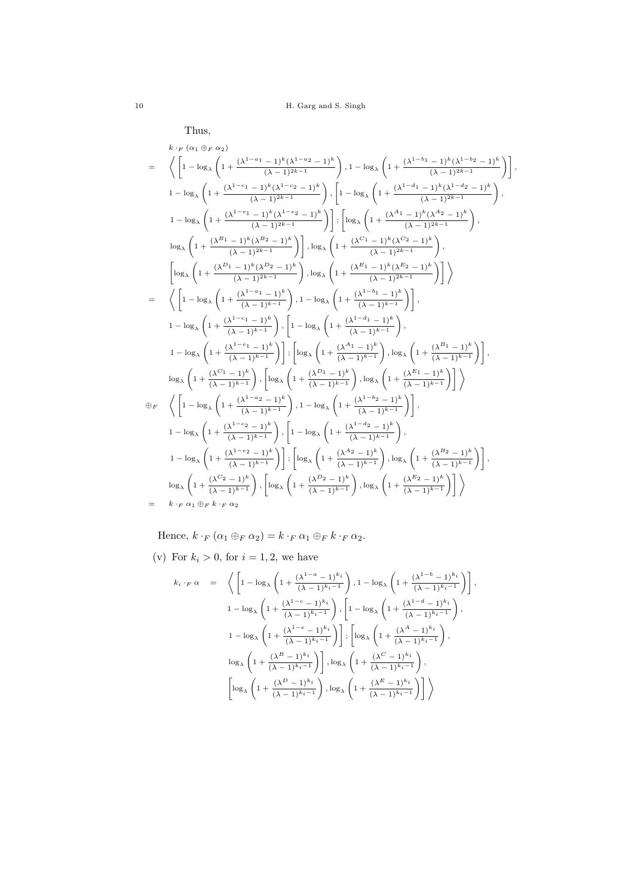Thus,

$$
\begin{aligned}
& k \cdot_F (\alpha_1 \oplus_F \alpha_2) \\
= \quad & \Bigg\langle \left[1-\log_\lambda\left(1+\frac{(\lambda^{1-a_1}-1)^k(\lambda^{1-a_2}-1)^k}{(\lambda-1)^{2k-1}}\right), 1-\log_\lambda\left(1+\frac{(\lambda^{1-b_1}-1)^k(\lambda^{1-b_2}-1)^k}{(\lambda-1)^{2k-1}}\right)\right], \\
& 1-\log_\lambda\left(1+\frac{(\lambda^{1-c_1}-1)^k(\lambda^{1-c_2}-1)^k}{(\lambda-1)^{2k-1}}\right), \left[1-\log_\lambda\left(1+\frac{(\lambda^{1-d_1}-1)^k(\lambda^{1-d_2}-1)^k}{(\lambda-1)^{2k-1}}\right),\right. \\
& \left.1-\log_\lambda\left(1+\frac{(\lambda^{1-e_1}-1)^k(\lambda^{1-e_2}-1)^k}{(\lambda-1)^{2k-1}}\right)\right]; \left[\log_\lambda\left(1+\frac{(\lambda^{A_1}-1)^k(\lambda^{A_2}-1)^k}{(\lambda-1)^{2k-1}}\right),\right. \\
& \left.\log_\lambda\left(1+\frac{(\lambda^{B_1}-1)^k(\lambda^{B_2}-1)^k}{(\lambda-1)^{2k-1}}\right)\right], \log_\lambda\left(1+\frac{(\lambda^{C_1}-1)^k(\lambda^{C_2}-1)^k}{(\lambda-1)^{2k-1}}\right), \\
& \left[\log_\lambda\left(1+\frac{(\lambda^{D_1}-1)^k(\lambda^{D_2}-1)^k}{(\lambda-1)^{2k-1}}\right), \log_\lambda\left(1+\frac{(\lambda^{E_1}-1)^k(\lambda^{E_2}-1)^k}{(\lambda-1)^{2k-1}}\right)\right]\Bigg\rangle \\
= \quad & \Bigg\langle \left[1-\log_\lambda\left(1+\frac{(\lambda^{1-a_1}-1)^k}{(\lambda-1)^{k-1}}\right), 1-\log_\lambda\left(1+\frac{(\lambda^{1-b_1}-1)^k}{(\lambda-1)^{k-1}}\right)\right], \\
& 1-\log_\lambda\left(1+\frac{(\lambda^{1-c_1}-1)^k}{(\lambda-1)^{k-1}}\right), \left[1-\log_\lambda\left(1+\frac{(\lambda^{1-d_1}-1)^k}{(\lambda-1)^{k-1}}\right),\right. \\
& \left.1-\log_\lambda\left(1+\frac{(\lambda^{1-e_1}-1)^k}{(\lambda-1)^{k-1}}\right)\right]; \left[\log_\lambda\left(1+\frac{(\lambda^{A_1}-1)^k}{(\lambda-1)^{k-1}}\right), \log_\lambda\left(1+\frac{(\lambda^{B_1}-1)^k}{(\lambda-1)^{k-1}}\right)\right], \\
& \log_\lambda\left(1+\frac{(\lambda^{C_1}-1)^k}{(\lambda-1)^{k-1}}\right), \left[\log_\lambda\left(1+\frac{(\lambda^{D_1}-1)^k}{(\lambda-1)^{k-1}}\right), \log_\lambda\left(1+\frac{(\lambda^{E_1}-1)^k}{(\lambda-1)^{k-1}}\right)\right]\Bigg\rangle \\
\oplus_F \quad & \Bigg\langle \left[1-\log_\lambda\left(1+\frac{(\lambda^{1-a_2}-1)^k}{(\lambda-1)^{k-1}}\right), 1-\log_\lambda\left(1+\frac{(\lambda^{1-b_2}-1)^k}{(\lambda-1)^{k-1}}\right)\right], \\
& 1-\log_\lambda\left(1+\frac{(\lambda^{1-c_2}-1)^k}{(\lambda-1)^{k-1}}\right), \left[1-\log_\lambda\left(1+\frac{(\lambda^{1-d_2}-1)^k}{(\lambda-1)^{k-1}}\right),\right. \\
& \left.1-\log_\lambda\left(1+\frac{(\lambda^{1-e_2}-1)^k}{(\lambda-1)^{k-1}}\right)\right]; \left[\log_\lambda\left(1+\frac{(\lambda^{A_2}-1)^k}{(\lambda-1)^{k-1}}\right), \log_\lambda\left(1+\frac{(\lambda^{B_2}-1)^k}{(\lambda-1)^{k-1}}\right)\right], \\
& \log_\lambda\left(1+\frac{(\lambda^{C_2}-1)^k}{(\lambda-1)^{k-1}}\right), \left[\log_\lambda\left(1+\frac{(\lambda^{D_2}-1)^k}{(\lambda-1)^{k-1}}\right), \log_\lambda\left(1+\frac{(\lambda^{E_2}-1)^k}{(\lambda-1)^{k-1}}\right)\right]\Bigg\rangle \\
= \quad & k \cdot_F \alpha_1 \oplus_F k \cdot_F \alpha_2
\end{aligned}
$$

Hence, $k \cdot_F (\alpha_1 \oplus_F \alpha_2) = k \cdot_F \alpha_1 \oplus_F k \cdot_F \alpha_2$.

(v) For $k_i > 0$, for $i = 1, 2$, we have

$$
\begin{aligned}
k_i \cdot_F \alpha \quad = \quad & \Bigg\langle \left[1-\log_\lambda\left(1+\frac{(\lambda^{1-a}-1)^{k_i}}{(\lambda-1)^{k_i-1}}\right), 1-\log_\lambda\left(1+\frac{(\lambda^{1-b}-1)^{k_i}}{(\lambda-1)^{k_i-1}}\right)\right], \\
& 1-\log_\lambda\left(1+\frac{(\lambda^{1-c}-1)^{k_i}}{(\lambda-1)^{k_i-1}}\right), \left[1-\log_\lambda\left(1+\frac{(\lambda^{1-d}-1)^{k_i}}{(\lambda-1)^{k_i-1}}\right),\right. \\
& \left.1-\log_\lambda\left(1+\frac{(\lambda^{1-e}-1)^{k_i}}{(\lambda-1)^{k_i-1}}\right)\right]; \left[\log_\lambda\left(1+\frac{(\lambda^{A}-1)^{k_i}}{(\lambda-1)^{k_i-1}}\right),\right. \\
& \left.\log_\lambda\left(1+\frac{(\lambda^{B}-1)^{k_i}}{(\lambda-1)^{k_i-1}}\right)\right], \log_\lambda\left(1+\frac{(\lambda^{C}-1)^{k_i}}{(\lambda-1)^{k_i-1}}\right), \\
& \left[\log_\lambda\left(1+\frac{(\lambda^{D}-1)^{k_i}}{(\lambda-1)^{k_i-1}}\right), \log_\lambda\left(1+\frac{(\lambda^{E}-1)^{k_i}}{(\lambda-1)^{k_i-1}}\right)\right]\Bigg\rangle
\end{aligned}
$$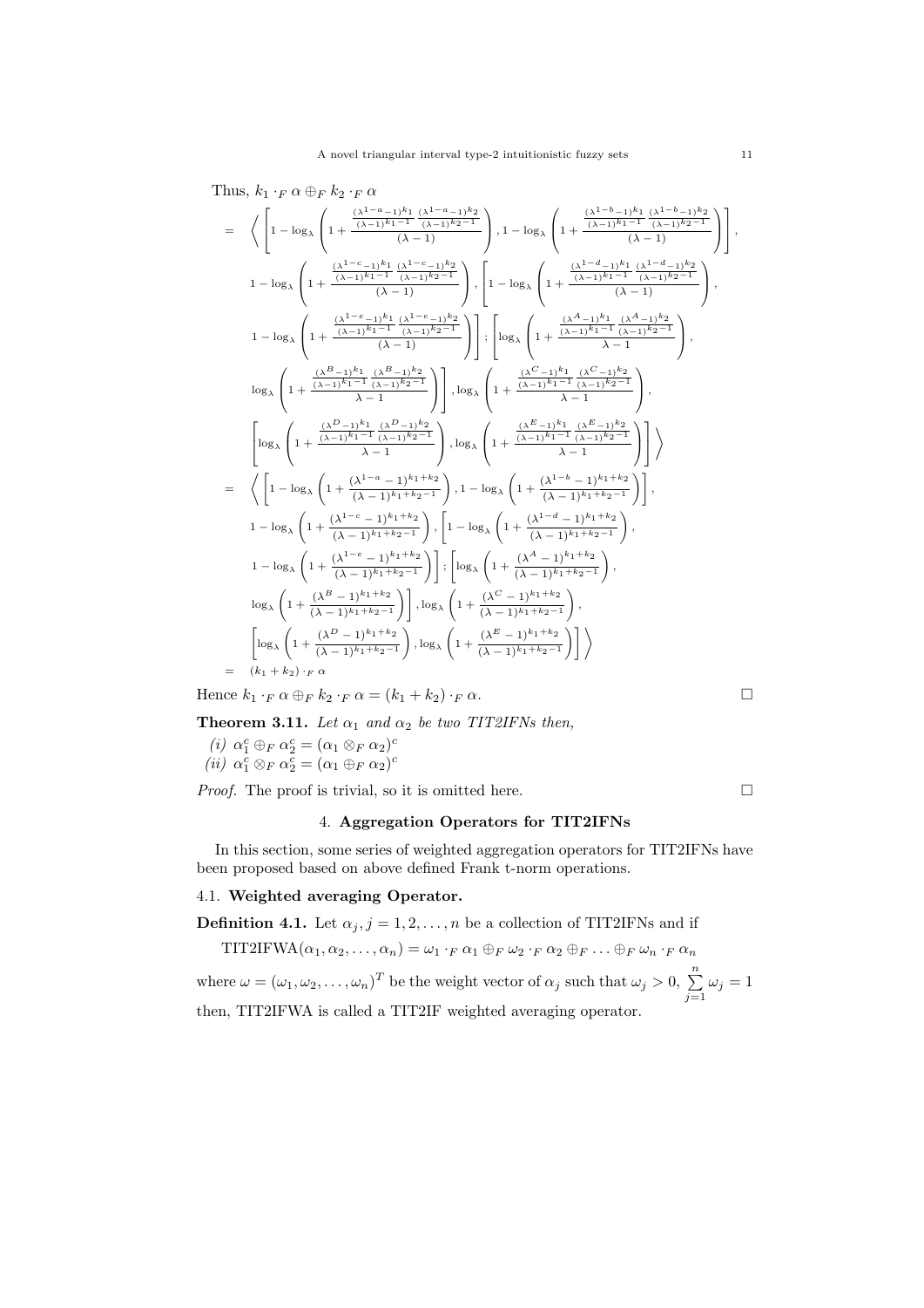Thus, $k_1 \cdot_F \alpha \oplus_F k_2 \cdot_F \alpha$

$$
\begin{aligned}
=\quad & \Bigg\langle \left[1-\log_\lambda\left(1+\frac{\frac{(\lambda^{1-a}-1)^{k_1}}{(\lambda-1)^{k_1-1}}\frac{(\lambda^{1-a}-1)^{k_2}}{(\lambda-1)^{k_2-1}}}{(\lambda-1)}\right), 1-\log_\lambda\left(1+\frac{\frac{(\lambda^{1-b}-1)^{k_1}}{(\lambda-1)^{k_1-1}}\frac{(\lambda^{1-b}-1)^{k_2}}{(\lambda-1)^{k_2-1}}}{(\lambda-1)}\right)\right], \\
& 1-\log_\lambda\left(1+\frac{\frac{(\lambda^{1-c}-1)^{k_1}}{(\lambda-1)^{k_1-1}}\frac{(\lambda^{1-c}-1)^{k_2}}{(\lambda-1)^{k_2-1}}}{(\lambda-1)}\right), \left[1-\log_\lambda\left(1+\frac{\frac{(\lambda^{1-d}-1)^{k_1}}{(\lambda-1)^{k_1-1}}\frac{(\lambda^{1-d}-1)^{k_2}}{(\lambda-1)^{k_2-1}}}{(\lambda-1)}\right),\right. \\
& \left.1-\log_\lambda\left(1+\frac{\frac{(\lambda^{1-e}-1)^{k_1}}{(\lambda-1)^{k_1-1}}\frac{(\lambda^{1-e}-1)^{k_2}}{(\lambda-1)^{k_2-1}}}{(\lambda-1)}\right)\right]; \left[\log_\lambda\left(1+\frac{\frac{(\lambda^{A}-1)^{k_1}}{(\lambda-1)^{k_1-1}}\frac{(\lambda^{A}-1)^{k_2}}{(\lambda-1)^{k_2-1}}}{\lambda-1}\right),\right. \\
& \left.\log_\lambda\left(1+\frac{\frac{(\lambda^{B}-1)^{k_1}}{(\lambda-1)^{k_1-1}}\frac{(\lambda^{B}-1)^{k_2}}{(\lambda-1)^{k_2-1}}}{\lambda-1}\right)\right], \log_\lambda\left(1+\frac{\frac{(\lambda^{C}-1)^{k_1}}{(\lambda-1)^{k_1-1}}\frac{(\lambda^{C}-1)^{k_2}}{(\lambda-1)^{k_2-1}}}{\lambda-1}\right), \\
& \left[\log_\lambda\left(1+\frac{\frac{(\lambda^{D}-1)^{k_1}}{(\lambda-1)^{k_1-1}}\frac{(\lambda^{D}-1)^{k_2}}{(\lambda-1)^{k_2-1}}}{\lambda-1}\right), \log_\lambda\left(1+\frac{\frac{(\lambda^{E}-1)^{k_1}}{(\lambda-1)^{k_1-1}}\frac{(\lambda^{E}-1)^{k_2}}{(\lambda-1)^{k_2-1}}}{\lambda-1}\right)\right]\Bigg\rangle \\
=\quad & \Bigg\langle \left[1-\log_\lambda\left(1+\frac{(\lambda^{1-a}-1)^{k_1+k_2}}{(\lambda-1)^{k_1+k_2-1}}\right), 1-\log_\lambda\left(1+\frac{(\lambda^{1-b}-1)^{k_1+k_2}}{(\lambda-1)^{k_1+k_2-1}}\right)\right], \\
& 1-\log_\lambda\left(1+\frac{(\lambda^{1-c}-1)^{k_1+k_2}}{(\lambda-1)^{k_1+k_2-1}}\right), \left[1-\log_\lambda\left(1+\frac{(\lambda^{1-d}-1)^{k_1+k_2}}{(\lambda-1)^{k_1+k_2-1}}\right),\right. \\
& \left.1-\log_\lambda\left(1+\frac{(\lambda^{1-e}-1)^{k_1+k_2}}{(\lambda-1)^{k_1+k_2-1}}\right)\right]; \left[\log_\lambda\left(1+\frac{(\lambda^{A}-1)^{k_1+k_2}}{(\lambda-1)^{k_1+k_2-1}}\right),\right. \\
& \left.\log_\lambda\left(1+\frac{(\lambda^{B}-1)^{k_1+k_2}}{(\lambda-1)^{k_1+k_2-1}}\right)\right], \log_\lambda\left(1+\frac{(\lambda^{C}-1)^{k_1+k_2}}{(\lambda-1)^{k_1+k_2-1}}\right), \\
& \left[\log_\lambda\left(1+\frac{(\lambda^{D}-1)^{k_1+k_2}}{(\lambda-1)^{k_1+k_2-1}}\right), \log_\lambda\left(1+\frac{(\lambda^{E}-1)^{k_1+k_2}}{(\lambda-1)^{k_1+k_2-1}}\right)\right]\Bigg\rangle \\
=\quad & (k_1+k_2)\cdot_F \alpha
\end{aligned}
$$

Hence $k_1 \cdot_F \alpha \oplus_F k_2 \cdot_F \alpha = (k_1+k_2)\cdot_F \alpha$. □

**Theorem 3.11.** *Let $\alpha_1$ and $\alpha_2$ be two TIT2IFNs then,*

*(i)* $\alpha_1^c \oplus_F \alpha_2^c = (\alpha_1 \otimes_F \alpha_2)^c$

*(ii)* $\alpha_1^c \otimes_F \alpha_2^c = (\alpha_1 \oplus_F \alpha_2)^c$

*Proof.* The proof is trivial, so it is omitted here. □

## 4. Aggregation Operators for TIT2IFNs

In this section, some series of weighted aggregation operators for TIT2IFNs have been proposed based on above defined Frank t-norm operations.

### 4.1. Weighted averaging Operator.

**Definition 4.1.** Let $\alpha_j, j = 1, 2, \ldots, n$ be a collection of TIT2IFNs and if

$$\text{TIT2IFWA}(\alpha_1, \alpha_2, \ldots, \alpha_n) = \omega_1 \cdot_F \alpha_1 \oplus_F \omega_2 \cdot_F \alpha_2 \oplus_F \ldots \oplus_F \omega_n \cdot_F \alpha_n$$

where $\omega = (\omega_1, \omega_2, \ldots, \omega_n)^T$ be the weight vector of $\alpha_j$ such that $\omega_j > 0$, $\sum\limits_{j=1}^{n} \omega_j = 1$ then, TIT2IFWA is called a TIT2IF weighted averaging operator.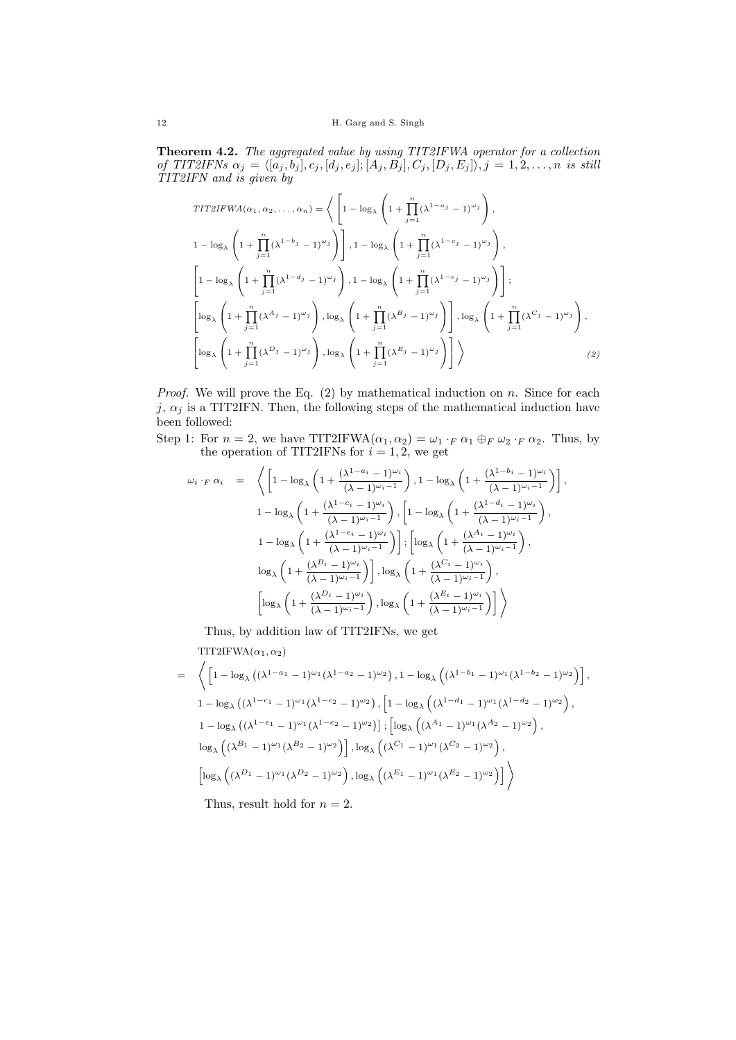**Theorem 4.2.** *The aggregated value by using TIT2IFWA operator for a collection of TIT2IFNs $\alpha_j = \langle [a_j, b_j], c_j, [d_j, e_j]; [A_j, B_j], C_j, [D_j, E_j] \rangle, j = 1, 2, \ldots, n$ is still TIT2IFN and is given by*

$$
\begin{aligned}
&TIT2IFWA(\alpha_1, \alpha_2, \ldots, \alpha_n) = \Bigg\langle \Bigg[ 1 - \log_\lambda \left( 1 + \prod_{j=1}^{n} (\lambda^{1-a_j} - 1)^{\omega_j} \right), \\
&1 - \log_\lambda \left( 1 + \prod_{j=1}^{n} (\lambda^{1-b_j} - 1)^{\omega_j} \right) \Bigg], 1 - \log_\lambda \left( 1 + \prod_{j=1}^{n} (\lambda^{1-c_j} - 1)^{\omega_j} \right), \\
&\Bigg[ 1 - \log_\lambda \left( 1 + \prod_{j=1}^{n} (\lambda^{1-d_j} - 1)^{\omega_j} \right), 1 - \log_\lambda \left( 1 + \prod_{j=1}^{n} (\lambda^{1-e_j} - 1)^{\omega_j} \right) \Bigg]; \\
&\Bigg[ \log_\lambda \left( 1 + \prod_{j=1}^{n} (\lambda^{A_j} - 1)^{\omega_j} \right), \log_\lambda \left( 1 + \prod_{j=1}^{n} (\lambda^{B_j} - 1)^{\omega_j} \right) \Bigg], \log_\lambda \left( 1 + \prod_{j=1}^{n} (\lambda^{C_j} - 1)^{\omega_j} \right), \\
&\Bigg[ \log_\lambda \left( 1 + \prod_{j=1}^{n} (\lambda^{D_j} - 1)^{\omega_j} \right), \log_\lambda \left( 1 + \prod_{j=1}^{n} (\lambda^{E_j} - 1)^{\omega_j} \right) \Bigg] \Bigg\rangle \qquad (2)
\end{aligned}
$$

*Proof.* We will prove the Eq. (2) by mathematical induction on $n$. Since for each $j$, $\alpha_j$ is a TIT2IFN. Then, the following steps of the mathematical induction have been followed:

Step 1: For $n = 2$, we have $\text{TIT2IFWA}(\alpha_1, \alpha_2) = \omega_1 \cdot_F \alpha_1 \oplus_F \omega_2 \cdot_F \alpha_2$. Thus, by the operation of TIT2IFNs for $i = 1, 2$, we get

$$
\begin{aligned}
\omega_i \cdot_F \alpha_i \quad = \quad & \Bigg\langle \left[ 1 - \log_\lambda \left( 1 + \frac{(\lambda^{1-a_i} - 1)^{\omega_i}}{(\lambda - 1)^{\omega_i - 1}} \right), 1 - \log_\lambda \left( 1 + \frac{(\lambda^{1-b_i} - 1)^{\omega_i}}{(\lambda - 1)^{\omega_i - 1}} \right) \right], \\
& 1 - \log_\lambda \left( 1 + \frac{(\lambda^{1-c_i} - 1)^{\omega_i}}{(\lambda - 1)^{\omega_i - 1}} \right), \left[ 1 - \log_\lambda \left( 1 + \frac{(\lambda^{1-d_i} - 1)^{\omega_i}}{(\lambda - 1)^{\omega_i - 1}} \right), \right. \\
& \left. 1 - \log_\lambda \left( 1 + \frac{(\lambda^{1-e_i} - 1)^{\omega_i}}{(\lambda - 1)^{\omega_i - 1}} \right) \right]; \left[ \log_\lambda \left( 1 + \frac{(\lambda^{A_i} - 1)^{\omega_i}}{(\lambda - 1)^{\omega_i - 1}} \right), \right. \\
& \left. \log_\lambda \left( 1 + \frac{(\lambda^{B_i} - 1)^{\omega_i}}{(\lambda - 1)^{\omega_i - 1}} \right) \right], \log_\lambda \left( 1 + \frac{(\lambda^{C_i} - 1)^{\omega_i}}{(\lambda - 1)^{\omega_i - 1}} \right), \\
& \left[ \log_\lambda \left( 1 + \frac{(\lambda^{D_i} - 1)^{\omega_i}}{(\lambda - 1)^{\omega_i - 1}} \right), \log_\lambda \left( 1 + \frac{(\lambda^{E_i} - 1)^{\omega_i}}{(\lambda - 1)^{\omega_i - 1}} \right) \right] \Bigg\rangle
\end{aligned}
$$

Thus, by addition law of TIT2IFNs, we get

$$
\begin{aligned}
& \text{TIT2IFWA}(\alpha_1, \alpha_2) \\
= \quad & \Bigg\langle \left[ 1 - \log_\lambda \left( (\lambda^{1-a_1} - 1)^{\omega_1} (\lambda^{1-a_2} - 1)^{\omega_2} \right), 1 - \log_\lambda \left( (\lambda^{1-b_1} - 1)^{\omega_1} (\lambda^{1-b_2} - 1)^{\omega_2} \right) \right], \\
& 1 - \log_\lambda \left( (\lambda^{1-c_1} - 1)^{\omega_1} (\lambda^{1-c_2} - 1)^{\omega_2} \right), \left[ 1 - \log_\lambda \left( (\lambda^{1-d_1} - 1)^{\omega_1} (\lambda^{1-d_2} - 1)^{\omega_2} \right), \right. \\
& \left. 1 - \log_\lambda \left( (\lambda^{1-e_1} - 1)^{\omega_1} (\lambda^{1-e_2} - 1)^{\omega_2} \right) \right]; \left[ \log_\lambda \left( (\lambda^{A_1} - 1)^{\omega_1} (\lambda^{A_2} - 1)^{\omega_2} \right), \right. \\
& \left. \log_\lambda \left( (\lambda^{B_1} - 1)^{\omega_1} (\lambda^{B_2} - 1)^{\omega_2} \right) \right], \log_\lambda \left( (\lambda^{C_1} - 1)^{\omega_1} (\lambda^{C_2} - 1)^{\omega_2} \right), \\
& \left[ \log_\lambda \left( (\lambda^{D_1} - 1)^{\omega_1} (\lambda^{D_2} - 1)^{\omega_2} \right), \log_\lambda \left( (\lambda^{E_1} - 1)^{\omega_1} (\lambda^{E_2} - 1)^{\omega_2} \right) \right] \Bigg\rangle
\end{aligned}
$$

Thus, result hold for $n = 2$.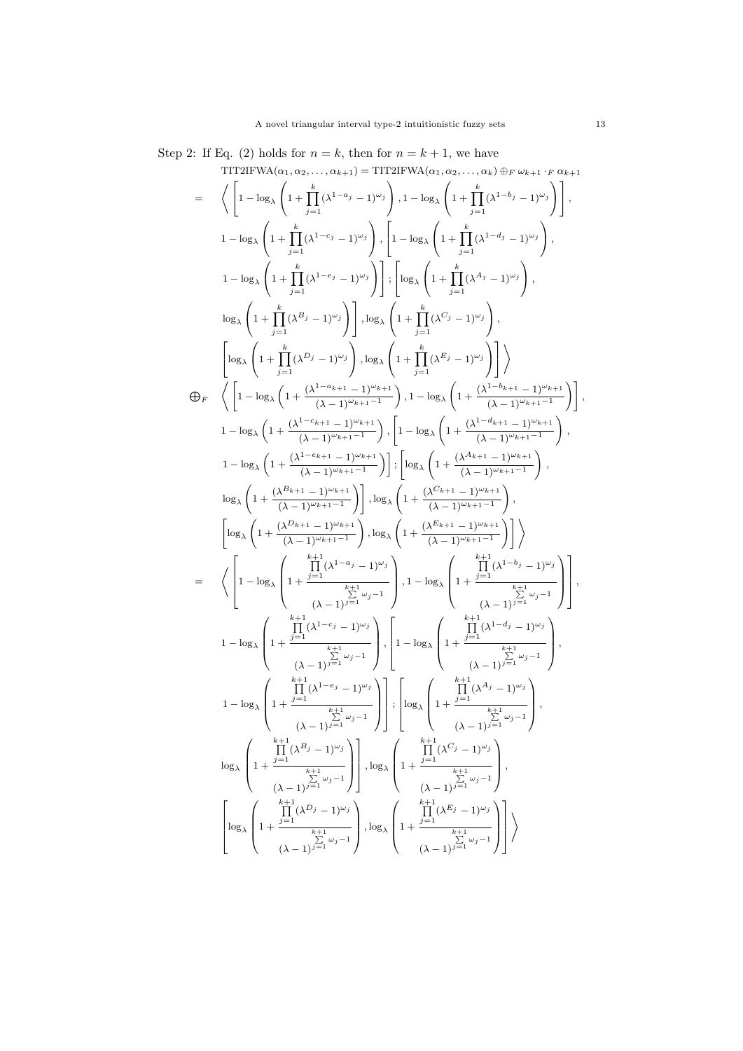Step 2: If Eq. (2) holds for $n = k$, then for $n = k+1$, we have

$$
\begin{aligned}
&\text{TIT2IFWA}(\alpha_1, \alpha_2, \ldots, \alpha_{k+1}) = \text{TIT2IFWA}(\alpha_1, \alpha_2, \ldots, \alpha_k) \oplus_F \omega_{k+1} \cdot_F \alpha_{k+1} \\
= \quad & \Bigg\langle \left[ 1 - \log_\lambda \left( 1 + \prod_{j=1}^{k} (\lambda^{1-a_j} - 1)^{\omega_j} \right), 1 - \log_\lambda \left( 1 + \prod_{j=1}^{k} (\lambda^{1-b_j} - 1)^{\omega_j} \right) \right], \\
& 1 - \log_\lambda \left( 1 + \prod_{j=1}^{k} (\lambda^{1-c_j} - 1)^{\omega_j} \right), \left[ 1 - \log_\lambda \left( 1 + \prod_{j=1}^{k} (\lambda^{1-d_j} - 1)^{\omega_j} \right), \right. \\
& \left. 1 - \log_\lambda \left( 1 + \prod_{j=1}^{k} (\lambda^{1-e_j} - 1)^{\omega_j} \right) \right]; \left[ \log_\lambda \left( 1 + \prod_{j=1}^{k} (\lambda^{A_j} - 1)^{\omega_j} \right), \right. \\
& \left. \log_\lambda \left( 1 + \prod_{j=1}^{k} (\lambda^{B_j} - 1)^{\omega_j} \right) \right], \log_\lambda \left( 1 + \prod_{j=1}^{k} (\lambda^{C_j} - 1)^{\omega_j} \right), \\
& \left[ \log_\lambda \left( 1 + \prod_{j=1}^{k} (\lambda^{D_j} - 1)^{\omega_j} \right), \log_\lambda \left( 1 + \prod_{j=1}^{k} (\lambda^{E_j} - 1)^{\omega_j} \right) \right] \Bigg\rangle \\
\bigoplus_F \quad & \Bigg\langle \left[ 1 - \log_\lambda \left( 1 + \frac{(\lambda^{1-a_{k+1}} - 1)^{\omega_{k+1}}}{(\lambda - 1)^{\omega_{k+1}-1}} \right), 1 - \log_\lambda \left( 1 + \frac{(\lambda^{1-b_{k+1}} - 1)^{\omega_{k+1}}}{(\lambda - 1)^{\omega_{k+1}-1}} \right) \right], \\
& 1 - \log_\lambda \left( 1 + \frac{(\lambda^{1-c_{k+1}} - 1)^{\omega_{k+1}}}{(\lambda - 1)^{\omega_{k+1}-1}} \right), \left[ 1 - \log_\lambda \left( 1 + \frac{(\lambda^{1-d_{k+1}} - 1)^{\omega_{k+1}}}{(\lambda - 1)^{\omega_{k+1}-1}} \right), \right. \\
& \left. 1 - \log_\lambda \left( 1 + \frac{(\lambda^{1-e_{k+1}} - 1)^{\omega_{k+1}}}{(\lambda - 1)^{\omega_{k+1}-1}} \right) \right]; \left[ \log_\lambda \left( 1 + \frac{(\lambda^{A_{k+1}} - 1)^{\omega_{k+1}}}{(\lambda - 1)^{\omega_{k+1}-1}} \right), \right. \\
& \left. \log_\lambda \left( 1 + \frac{(\lambda^{B_{k+1}} - 1)^{\omega_{k+1}}}{(\lambda - 1)^{\omega_{k+1}-1}} \right) \right], \log_\lambda \left( 1 + \frac{(\lambda^{C_{k+1}} - 1)^{\omega_{k+1}}}{(\lambda - 1)^{\omega_{k+1}-1}} \right), \\
& \left[ \log_\lambda \left( 1 + \frac{(\lambda^{D_{k+1}} - 1)^{\omega_{k+1}}}{(\lambda - 1)^{\omega_{k+1}-1}} \right), \log_\lambda \left( 1 + \frac{(\lambda^{E_{k+1}} - 1)^{\omega_{k+1}}}{(\lambda - 1)^{\omega_{k+1}-1}} \right) \right] \Bigg\rangle \\
= \quad & \Bigg\langle \left[ 1 - \log_\lambda \left( 1 + \frac{\prod_{j=1}^{k+1} (\lambda^{1-a_j} - 1)^{\omega_j}}{(\lambda - 1)^{\sum_{j=1}^{k+1} \omega_j - 1}} \right), 1 - \log_\lambda \left( 1 + \frac{\prod_{j=1}^{k+1} (\lambda^{1-b_j} - 1)^{\omega_j}}{(\lambda - 1)^{\sum_{j=1}^{k+1} \omega_j - 1}} \right) \right], \\
& 1 - \log_\lambda \left( 1 + \frac{\prod_{j=1}^{k+1} (\lambda^{1-c_j} - 1)^{\omega_j}}{(\lambda - 1)^{\sum_{j=1}^{k+1} \omega_j - 1}} \right), \left[ 1 - \log_\lambda \left( 1 + \frac{\prod_{j=1}^{k+1} (\lambda^{1-d_j} - 1)^{\omega_j}}{(\lambda - 1)^{\sum_{j=1}^{k+1} \omega_j - 1}} \right), \right. \\
& \left. 1 - \log_\lambda \left( 1 + \frac{\prod_{j=1}^{k+1} (\lambda^{1-e_j} - 1)^{\omega_j}}{(\lambda - 1)^{\sum_{j=1}^{k+1} \omega_j - 1}} \right) \right]; \left[ \log_\lambda \left( 1 + \frac{\prod_{j=1}^{k+1} (\lambda^{A_j} - 1)^{\omega_j}}{(\lambda - 1)^{\sum_{j=1}^{k+1} \omega_j - 1}} \right), \right. \\
& \left. \log_\lambda \left( 1 + \frac{\prod_{j=1}^{k+1} (\lambda^{B_j} - 1)^{\omega_j}}{(\lambda - 1)^{\sum_{j=1}^{k+1} \omega_j - 1}} \right) \right], \log_\lambda \left( 1 + \frac{\prod_{j=1}^{k+1} (\lambda^{C_j} - 1)^{\omega_j}}{(\lambda - 1)^{\sum_{j=1}^{k+1} \omega_j - 1}} \right), \\
& \left[ \log_\lambda \left( 1 + \frac{\prod_{j=1}^{k+1} (\lambda^{D_j} - 1)^{\omega_j}}{(\lambda - 1)^{\sum_{j=1}^{k+1} \omega_j - 1}} \right), \log_\lambda \left( 1 + \frac{\prod_{j=1}^{k+1} (\lambda^{E_j} - 1)^{\omega_j}}{(\lambda - 1)^{\sum_{j=1}^{k+1} \omega_j - 1}} \right) \right] \Bigg\rangle
\end{aligned}
$$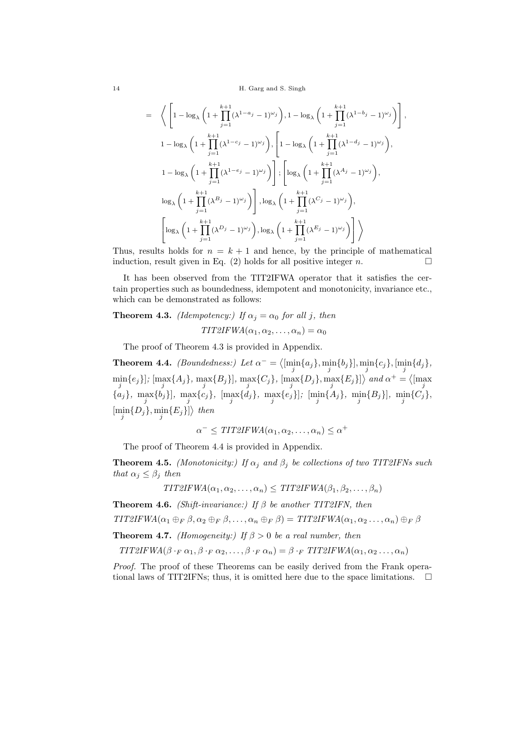$$= \left\langle \left[1-\log_\lambda\left(1+\prod_{j=1}^{k+1}(\lambda^{1-a_j}-1)^{\omega_j}\right), 1-\log_\lambda\left(1+\prod_{j=1}^{k+1}(\lambda^{1-b_j}-1)^{\omega_j}\right)\right],\right.$$

$$1-\log_\lambda\left(1+\prod_{j=1}^{k+1}(\lambda^{1-c_j}-1)^{\omega_j}\right), \left[1-\log_\lambda\left(1+\prod_{j=1}^{k+1}(\lambda^{1-d_j}-1)^{\omega_j}\right),\right.$$

$$\left.1-\log_\lambda\left(1+\prod_{j=1}^{k+1}(\lambda^{1-e_j}-1)^{\omega_j}\right)\right]; \left[\log_\lambda\left(1+\prod_{j=1}^{k+1}(\lambda^{A_j}-1)^{\omega_j}\right),\right.$$

$$\left.\log_\lambda\left(1+\prod_{j=1}^{k+1}(\lambda^{B_j}-1)^{\omega_j}\right)\right], \log_\lambda\left(1+\prod_{j=1}^{k+1}(\lambda^{C_j}-1)^{\omega_j}\right),$$

$$\left.\left[\log_\lambda\left(1+\prod_{j=1}^{k+1}(\lambda^{D_j}-1)^{\omega_j}\right), \log_\lambda\left(1+\prod_{j=1}^{k+1}(\lambda^{E_j}-1)^{\omega_j}\right)\right]\right\rangle$$

Thus, results holds for $n = k+1$ and hence, by the principle of mathematical induction, result given in Eq. (2) holds for all positive integer $n$. □

It has been observed from the TIT2IFWA operator that it satisfies the certain properties such as boundedness, idempotent and monotonicity, invariance etc., which can be demonstrated as follows:

**Theorem 4.3.** *(Idempotency:) If $\alpha_j = \alpha_0$ for all $j$, then*

$$TIT2IFWA(\alpha_1, \alpha_2, \ldots, \alpha_n) = \alpha_0$$

The proof of Theorem 4.3 is provided in Appendix.

**Theorem 4.4.** *(Boundedness:) Let $\alpha^- = \langle [\min_j\{a_j\}, \min_j\{b_j\}], \min_j\{c_j\}, [\min_j\{d_j\}, \min_j\{e_j\}]; [\max_j\{A_j\}, \max_j\{B_j\}], \max_j\{C_j\}, [\max_j\{D_j\}, \max_j\{E_j\}] \rangle$ and $\alpha^+ = \langle [\max_j\{a_j\}, \max_j\{b_j\}], \max_j\{c_j\}, [\max_j\{d_j\}, \max_j\{e_j\}]; [\min_j\{A_j\}, \min_j\{B_j\}], \min_j\{C_j\}, [\min_j\{D_j\}, \min_j\{E_j\}] \rangle$ then*

$$\alpha^- \leq TIT2IFWA(\alpha_1, \alpha_2, \ldots, \alpha_n) \leq \alpha^+$$

The proof of Theorem 4.4 is provided in Appendix.

**Theorem 4.5.** *(Monotonicity:) If $\alpha_j$ and $\beta_j$ be collections of two TIT2IFNs such that $\alpha_j \leq \beta_j$ then*

$$TIT2IFWA(\alpha_1, \alpha_2, \ldots, \alpha_n) \leq TIT2IFWA(\beta_1, \beta_2, \ldots, \beta_n)$$

**Theorem 4.6.** *(Shift-invariance:) If $\beta$ be another TIT2IFN, then*

$$TIT2IFWA(\alpha_1 \oplus_F \beta, \alpha_2 \oplus_F \beta, \ldots, \alpha_n \oplus_F \beta) = TIT2IFWA(\alpha_1, \alpha_2 \ldots, \alpha_n) \oplus_F \beta$$

**Theorem 4.7.** *(Homogeneity:) If $\beta > 0$ be a real number, then*

$$TIT2IFWA(\beta \cdot_F \alpha_1, \beta \cdot_F \alpha_2, \ldots, \beta \cdot_F \alpha_n) = \beta \cdot_F TIT2IFWA(\alpha_1, \alpha_2 \ldots, \alpha_n)$$

*Proof.* The proof of these Theorems can be easily derived from the Frank operational laws of TIT2IFNs; thus, it is omitted here due to the space limitations. □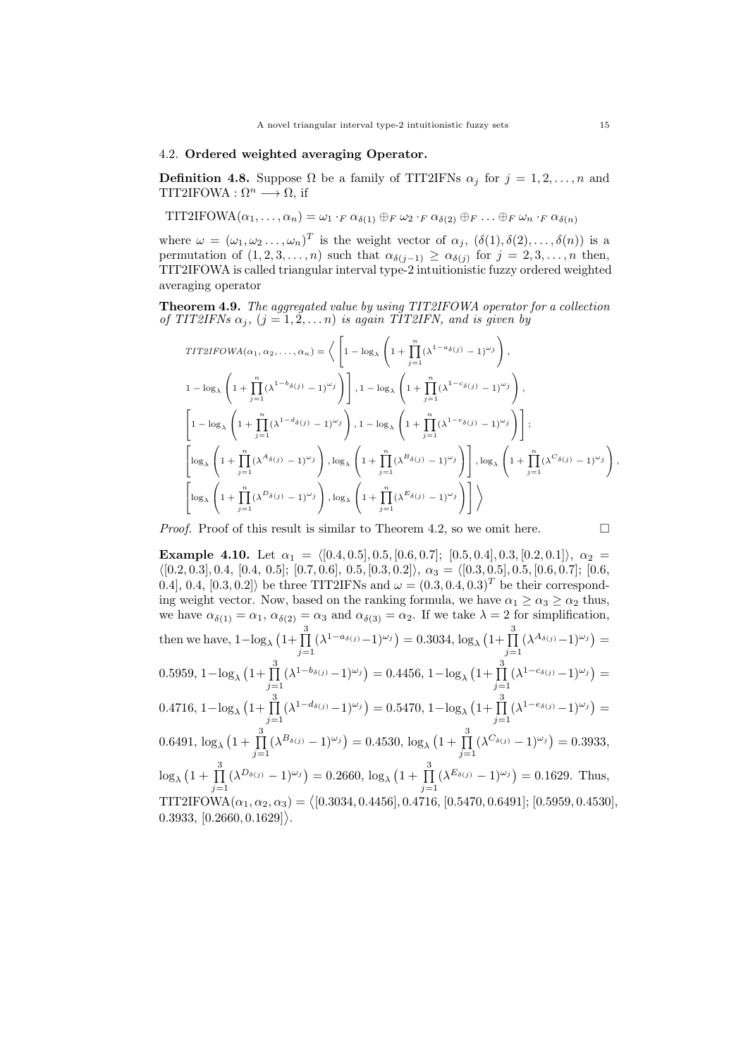### 4.2. **Ordered weighted averaging Operator.**

**Definition 4.8.** Suppose $\Omega$ be a family of TIT2IFNs $\alpha_j$ for $j = 1, 2, \ldots, n$ and $\text{TIT2IFOWA} : \Omega^n \longrightarrow \Omega$, if

$$\text{TIT2IFOWA}(\alpha_1, \ldots, \alpha_n) = \omega_1 \cdot_F \alpha_{\delta(1)} \oplus_F \omega_2 \cdot_F \alpha_{\delta(2)} \oplus_F \ldots \oplus_F \omega_n \cdot_F \alpha_{\delta(n)}$$

where $\omega = (\omega_1, \omega_2 \ldots, \omega_n)^T$ is the weight vector of $\alpha_j$, $(\delta(1), \delta(2), \ldots, \delta(n))$ is a permutation of $(1, 2, 3, \ldots, n)$ such that $\alpha_{\delta(j-1)} \geq \alpha_{\delta(j)}$ for $j = 2, 3, \ldots, n$ then, TIT2IFOWA is called triangular interval type-2 intuitionistic fuzzy ordered weighted averaging operator

**Theorem 4.9.** *The aggregated value by using TIT2IFOWA operator for a collection of TIT2IFNs $\alpha_j$, $(j = 1, 2, \ldots n)$ is again TIT2IFN, and is given by*

$$TIT2IFOWA(\alpha_1, \alpha_2, \ldots, \alpha_n) = \Big\langle \left[1 - \log_\lambda \left(1 + \prod_{j=1}^{n} (\lambda^{1-a_{\delta(j)}} - 1)^{\omega_j}\right),\right.$$
$$\left. 1 - \log_\lambda \left(1 + \prod_{j=1}^{n} (\lambda^{1-b_{\delta(j)}} - 1)^{\omega_j}\right)\right], 1 - \log_\lambda \left(1 + \prod_{j=1}^{n} (\lambda^{1-c_{\delta(j)}} - 1)^{\omega_j}\right),$$
$$\left[1 - \log_\lambda \left(1 + \prod_{j=1}^{n} (\lambda^{1-d_{\delta(j)}} - 1)^{\omega_j}\right), 1 - \log_\lambda \left(1 + \prod_{j=1}^{n} (\lambda^{1-e_{\delta(j)}} - 1)^{\omega_j}\right)\right];$$
$$\left[\log_\lambda \left(1 + \prod_{j=1}^{n} (\lambda^{A_{\delta(j)}} - 1)^{\omega_j}\right), \log_\lambda \left(1 + \prod_{j=1}^{n} (\lambda^{B_{\delta(j)}} - 1)^{\omega_j}\right)\right], \log_\lambda \left(1 + \prod_{j=1}^{n} (\lambda^{C_{\delta(j)}} - 1)^{\omega_j}\right),$$
$$\left[\log_\lambda \left(1 + \prod_{j=1}^{n} (\lambda^{D_{\delta(j)}} - 1)^{\omega_j}\right), \log_\lambda \left(1 + \prod_{j=1}^{n} (\lambda^{E_{\delta(j)}} - 1)^{\omega_j}\right)\right] \Big\rangle$$

*Proof.* Proof of this result is similar to Theorem 4.2, so we omit here. $\square$

**Example 4.10.** Let $\alpha_1 = \langle [0.4, 0.5], 0.5, [0.6, 0.7];\ [0.5, 0.4], 0.3, [0.2, 0.1] \rangle$, $\alpha_2 = \langle [0.2, 0.3], 0.4,\ [0.4,\ 0.5];\ [0.7, 0.6],\ 0.5, [0.3, 0.2] \rangle$, $\alpha_3 = \langle [0.3, 0.5], 0.5, [0.6, 0.7];\ [0.6, 0.4],\ 0.4,\ [0.3, 0.2] \rangle$ be three TIT2IFNs and $\omega = (0.3, 0.4, 0.3)^T$ be their corresponding weight vector. Now, based on the ranking formula, we have $\alpha_1 \geq \alpha_3 \geq \alpha_2$ thus, we have $\alpha_{\delta(1)} = \alpha_1$, $\alpha_{\delta(2)} = \alpha_3$ and $\alpha_{\delta(3)} = \alpha_2$. If we take $\lambda = 2$ for simplification, then we have, $1 - \log_\lambda \big(1 + \prod_{j=1}^{3} (\lambda^{1-a_{\delta(j)}} - 1)^{\omega_j}\big) = 0.3034$, $\log_\lambda \big(1 + \prod_{j=1}^{3} (\lambda^{A_{\delta(j)}} - 1)^{\omega_j}\big) = 0.5959$, $1 - \log_\lambda \big(1 + \prod_{j=1}^{3} (\lambda^{1-b_{\delta(j)}} - 1)^{\omega_j}\big) = 0.4456$, $1 - \log_\lambda \big(1 + \prod_{j=1}^{3} (\lambda^{1-c_{\delta(j)}} - 1)^{\omega_j}\big) = 0.4716$, $1 - \log_\lambda \big(1 + \prod_{j=1}^{3} (\lambda^{1-d_{\delta(j)}} - 1)^{\omega_j}\big) = 0.5470$, $1 - \log_\lambda \big(1 + \prod_{j=1}^{3} (\lambda^{1-e_{\delta(j)}} - 1)^{\omega_j}\big) = 0.6491$, $\log_\lambda \big(1 + \prod_{j=1}^{3} (\lambda^{B_{\delta(j)}} - 1)^{\omega_j}\big) = 0.4530$, $\log_\lambda \big(1 + \prod_{j=1}^{3} (\lambda^{C_{\delta(j)}} - 1)^{\omega_j}\big) = 0.3933$, $\log_\lambda \big(1 + \prod_{j=1}^{3} (\lambda^{D_{\delta(j)}} - 1)^{\omega_j}\big) = 0.2660$, $\log_\lambda \big(1 + \prod_{j=1}^{3} (\lambda^{E_{\delta(j)}} - 1)^{\omega_j}\big) = 0.1629$. Thus, $\text{TIT2IFOWA}(\alpha_1, \alpha_2, \alpha_3) = \big\langle [0.3034, 0.4456], 0.4716, [0.5470, 0.6491]; [0.5959, 0.4530], 0.3933,\ [0.2660, 0.1629] \big\rangle$.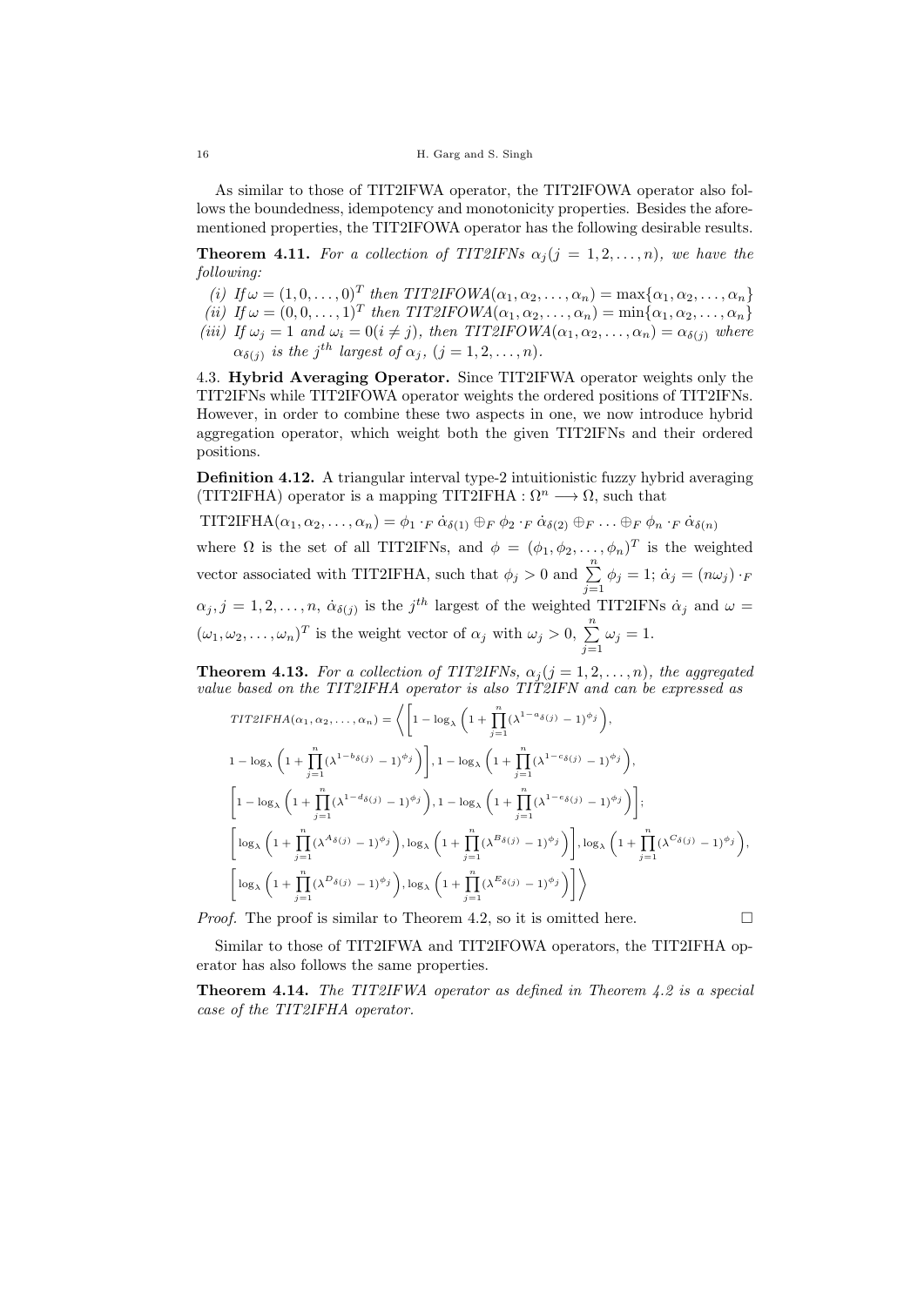As similar to those of TIT2IFWA operator, the TIT2IFOWA operator also follows the boundedness, idempotency and monotonicity properties. Besides the aforementioned properties, the TIT2IFOWA operator has the following desirable results.

**Theorem 4.11.** *For a collection of TIT2IFNs $\alpha_j (j = 1, 2, \ldots, n)$, we have the following:*

*(i) If $\omega = (1, 0, \ldots, 0)^T$ then $TIT2IFOWA(\alpha_1, \alpha_2, \ldots, \alpha_n) = \max\{\alpha_1, \alpha_2, \ldots, \alpha_n\}$*
*(ii) If $\omega = (0, 0, \ldots, 1)^T$ then $TIT2IFOWA(\alpha_1, \alpha_2, \ldots, \alpha_n) = \min\{\alpha_1, \alpha_2, \ldots, \alpha_n\}$*
*(iii) If $\omega_j = 1$ and $\omega_i = 0 (i \neq j)$, then $TIT2IFOWA(\alpha_1, \alpha_2, \ldots, \alpha_n) = \alpha_{\delta(j)}$ where $\alpha_{\delta(j)}$ is the $j^{th}$ largest of $\alpha_j$, $(j = 1, 2, \ldots, n)$.*

4.3. **Hybrid Averaging Operator.** Since TIT2IFWA operator weights only the TIT2IFNs while TIT2IFOWA operator weights the ordered positions of TIT2IFNs. However, in order to combine these two aspects in one, we now introduce hybrid aggregation operator, which weight both the given TIT2IFNs and their ordered positions.

**Definition 4.12.** A triangular interval type-2 intuitionistic fuzzy hybrid averaging (TIT2IFHA) operator is a mapping TIT2IFHA : $\Omega^n \longrightarrow \Omega$, such that

$$\text{TIT2IFHA}(\alpha_1, \alpha_2, \ldots, \alpha_n) = \phi_1 \cdot_F \dot{\alpha}_{\delta(1)} \oplus_F \phi_2 \cdot_F \dot{\alpha}_{\delta(2)} \oplus_F \ldots \oplus_F \phi_n \cdot_F \dot{\alpha}_{\delta(n)}$$

where $\Omega$ is the set of all TIT2IFNs, and $\phi = (\phi_1, \phi_2, \ldots, \phi_n)^T$ is the weighted vector associated with TIT2IFHA, such that $\phi_j > 0$ and $\sum\limits_{j=1}^{n} \phi_j = 1$; $\dot{\alpha}_j = (n\omega_j) \cdot_F \alpha_j, j = 1, 2, \ldots, n$, $\dot{\alpha}_{\delta(j)}$ is the $j^{th}$ largest of the weighted TIT2IFNs $\dot{\alpha}_j$ and $\omega = (\omega_1, \omega_2, \ldots, \omega_n)^T$ is the weight vector of $\alpha_j$ with $\omega_j > 0$, $\sum\limits_{j=1}^{n} \omega_j = 1$.

**Theorem 4.13.** *For a collection of TIT2IFNs, $\alpha_j (j = 1, 2, \ldots, n)$, the aggregated value based on the TIT2IFHA operator is also TIT2IFN and can be expressed as*

$$\begin{aligned}
TIT2IFHA(\alpha_1, \alpha_2, \ldots, \alpha_n) = \Bigg\langle & \Bigg[1 - \log_\lambda \Big(1 + \prod_{j=1}^{n} (\lambda^{1-a_{\delta(j)}} - 1)^{\phi_j}\Big), \\
& 1 - \log_\lambda \Big(1 + \prod_{j=1}^{n} (\lambda^{1-b_{\delta(j)}} - 1)^{\phi_j}\Big)\Bigg], 1 - \log_\lambda \Big(1 + \prod_{j=1}^{n} (\lambda^{1-c_{\delta(j)}} - 1)^{\phi_j}\Big), \\
& \Bigg[1 - \log_\lambda \Big(1 + \prod_{j=1}^{n} (\lambda^{1-d_{\delta(j)}} - 1)^{\phi_j}\Big), 1 - \log_\lambda \Big(1 + \prod_{j=1}^{n} (\lambda^{1-e_{\delta(j)}} - 1)^{\phi_j}\Big)\Bigg]; \\
& \Bigg[\log_\lambda \Big(1 + \prod_{j=1}^{n} (\lambda^{A_{\delta(j)}} - 1)^{\phi_j}\Big), \log_\lambda \Big(1 + \prod_{j=1}^{n} (\lambda^{B_{\delta(j)}} - 1)^{\phi_j}\Big)\Bigg], \log_\lambda \Big(1 + \prod_{j=1}^{n} (\lambda^{C_{\delta(j)}} - 1)^{\phi_j}\Big), \\
& \Bigg[\log_\lambda \Big(1 + \prod_{j=1}^{n} (\lambda^{D_{\delta(j)}} - 1)^{\phi_j}\Big), \log_\lambda \Big(1 + \prod_{j=1}^{n} (\lambda^{E_{\delta(j)}} - 1)^{\phi_j}\Big)\Bigg] \Bigg\rangle
\end{aligned}$$

*Proof.* The proof is similar to Theorem 4.2, so it is omitted here. □

Similar to those of TIT2IFWA and TIT2IFOWA operators, the TIT2IFHA operator has also follows the same properties.

**Theorem 4.14.** *The TIT2IFWA operator as defined in Theorem 4.2 is a special case of the TIT2IFHA operator.*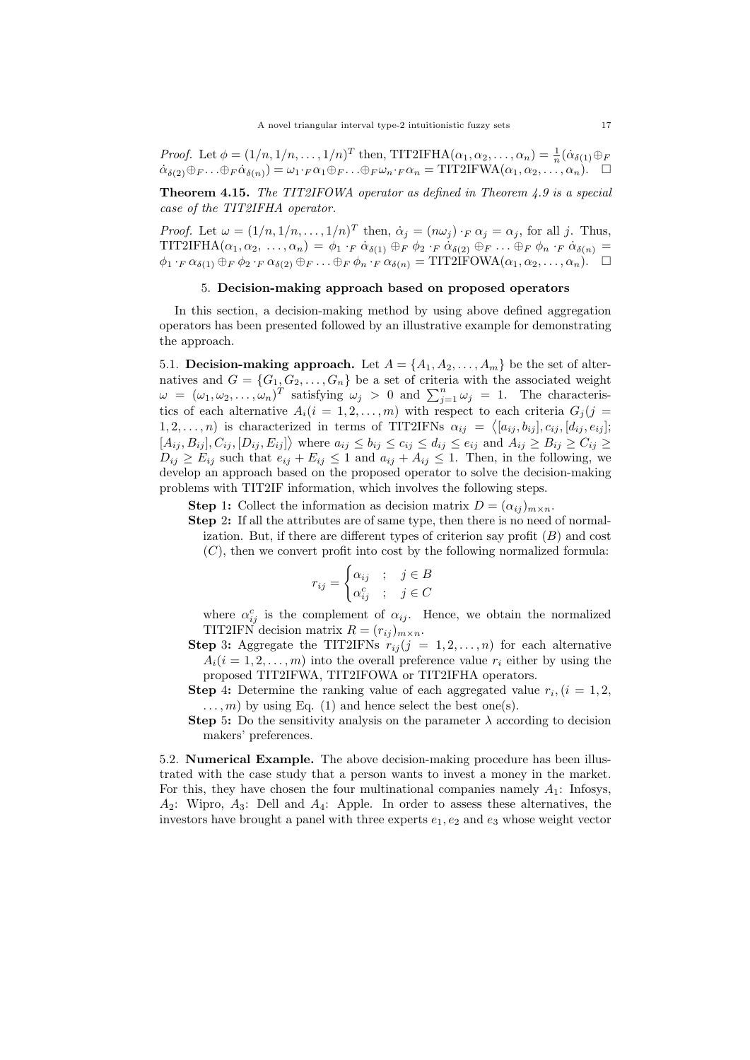*Proof.* Let $\phi = (1/n, 1/n, \ldots, 1/n)^T$ then, $\text{TIT2IFHA}(\alpha_1, \alpha_2, \ldots, \alpha_n) = \frac{1}{n}(\dot{\alpha}_{\delta(1)} \oplus_F \dot{\alpha}_{\delta(2)} \oplus_F \ldots \oplus_F \dot{\alpha}_{\delta(n)}) = \omega_1 \cdot_F \alpha_1 \oplus_F \ldots \oplus_F \omega_n \cdot_F \alpha_n = \text{TIT2IFWA}(\alpha_1, \alpha_2, \ldots, \alpha_n)$. □

**Theorem 4.15.** *The TIT2IFOWA operator as defined in Theorem 4.9 is a special case of the TIT2IFHA operator.*

*Proof.* Let $\omega = (1/n, 1/n, \ldots, 1/n)^T$ then, $\dot{\alpha}_j = (n\omega_j) \cdot_F \alpha_j = \alpha_j$, for all $j$. Thus, $\text{TIT2IFHA}(\alpha_1, \alpha_2, \ldots, \alpha_n) = \phi_1 \cdot_F \dot{\alpha}_{\delta(1)} \oplus_F \phi_2 \cdot_F \dot{\alpha}_{\delta(2)} \oplus_F \ldots \oplus_F \phi_n \cdot_F \dot{\alpha}_{\delta(n)} = \phi_1 \cdot_F \alpha_{\delta(1)} \oplus_F \phi_2 \cdot_F \alpha_{\delta(2)} \oplus_F \ldots \oplus_F \phi_n \cdot_F \alpha_{\delta(n)} = \text{TIT2IFOWA}(\alpha_1, \alpha_2, \ldots, \alpha_n)$. □

## 5. Decision-making approach based on proposed operators

In this section, a decision-making method by using above defined aggregation operators has been presented followed by an illustrative example for demonstrating the approach.

5.1. **Decision-making approach.** Let $A = \{A_1, A_2, \ldots, A_m\}$ be the set of alternatives and $G = \{G_1, G_2, \ldots, G_n\}$ be a set of criteria with the associated weight $\omega = (\omega_1, \omega_2, \ldots, \omega_n)^T$ satisfying $\omega_j > 0$ and $\sum_{j=1}^{n} \omega_j = 1$. The characteristics of each alternative $A_i (i = 1, 2, \ldots, m)$ with respect to each criteria $G_j (j = 1, 2, \ldots, n)$ is characterized in terms of TIT2IFNs $\alpha_{ij} = \langle [a_{ij}, b_{ij}], c_{ij}, [d_{ij}, e_{ij}]; [A_{ij}, B_{ij}], C_{ij}, [D_{ij}, E_{ij}] \rangle$ where $a_{ij} \leq b_{ij} \leq c_{ij} \leq d_{ij} \leq e_{ij}$ and $A_{ij} \geq B_{ij} \geq C_{ij} \geq D_{ij} \geq E_{ij}$ such that $e_{ij} + E_{ij} \leq 1$ and $a_{ij} + A_{ij} \leq 1$. Then, in the following, we develop an approach based on the proposed operator to solve the decision-making problems with TIT2IF information, which involves the following steps.

**Step 1:** Collect the information as decision matrix $D = (\alpha_{ij})_{m \times n}$.

**Step 2:** If all the attributes are of same type, then there is no need of normalization. But, if there are different types of criterion say profit ($B$) and cost ($C$), then we convert profit into cost by the following normalized formula:

$$r_{ij} = \begin{cases} \alpha_{ij} & ; \quad j \in B \\ \alpha_{ij}^c & ; \quad j \in C \end{cases}$$

where $\alpha_{ij}^c$ is the complement of $\alpha_{ij}$. Hence, we obtain the normalized TIT2IFN decision matrix $R = (r_{ij})_{m \times n}$.

**Step 3:** Aggregate the TIT2IFNs $r_{ij} (j = 1, 2, \ldots, n)$ for each alternative $A_i (i = 1, 2, \ldots, m)$ into the overall preference value $r_i$ either by using the proposed TIT2IFWA, TIT2IFOWA or TIT2IFHA operators.

**Step 4:** Determine the ranking value of each aggregated value $r_i, (i = 1, 2, \ldots, m)$ by using Eq. (1) and hence select the best one(s).

**Step 5:** Do the sensitivity analysis on the parameter $\lambda$ according to decision makers' preferences.

5.2. **Numerical Example.** The above decision-making procedure has been illustrated with the case study that a person wants to invest a money in the market. For this, they have chosen the four multinational companies namely $A_1$: Infosys, $A_2$: Wipro, $A_3$: Dell and $A_4$: Apple. In order to assess these alternatives, the investors have brought a panel with three experts $e_1, e_2$ and $e_3$ whose weight vector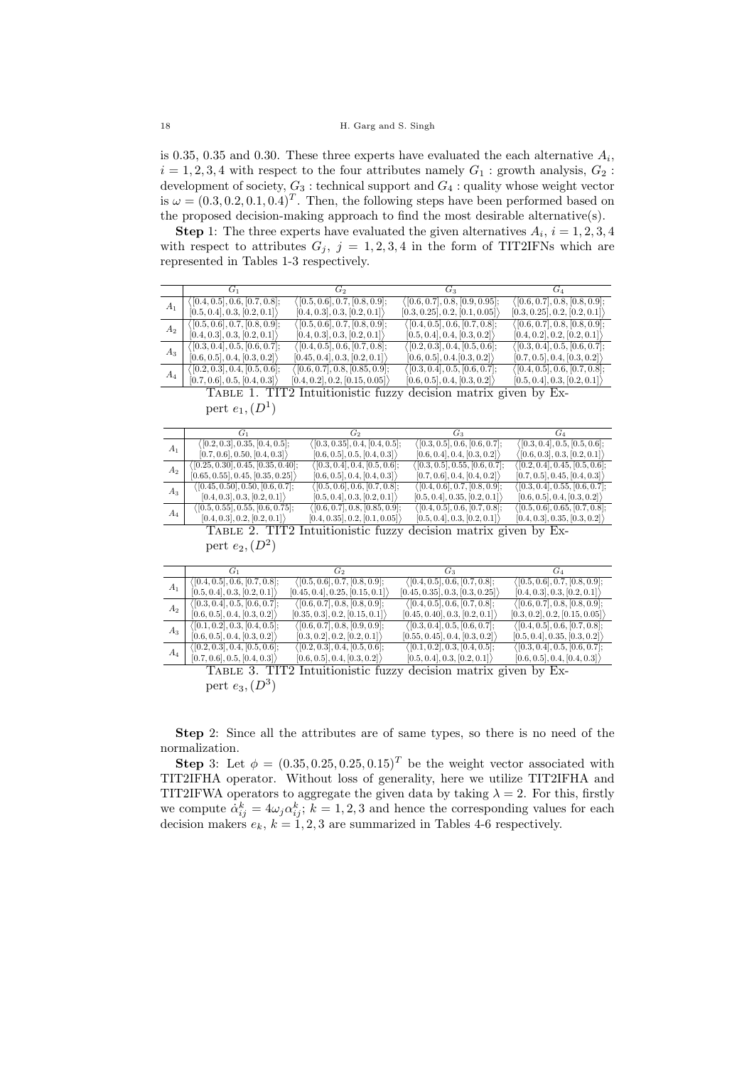is 0.35, 0.35 and 0.30. These three experts have evaluated the each alternative $A_i$, $i = 1, 2, 3, 4$ with respect to the four attributes namely $G_1$ : growth analysis, $G_2$ : development of society, $G_3$ : technical support and $G_4$ : quality whose weight vector is $\omega = (0.3, 0.2, 0.1, 0.4)^T$. Then, the following steps have been performed based on the proposed decision-making approach to find the most desirable alternative(s).

**Step** 1: The three experts have evaluated the given alternatives $A_i$, $i = 1, 2, 3, 4$ with respect to attributes $G_j$, $j = 1, 2, 3, 4$ in the form of TIT2IFNs which are represented in Tables 1-3 respectively.

| | $G_1$ | $G_2$ | $G_3$ | $G_4$ |
|---|---|---|---|---|
| $A_1$ | $\langle[0.4, 0.5], 0.6, [0.7, 0.8]$; $[0.5, 0.4], 0.3, [0.2, 0.1]\rangle$ | $\langle[0.5, 0.6], 0.7, [0.8, 0.9]$; $[0.4, 0.3], 0.3, [0.2, 0.1]\rangle$ | $\langle[0.6, 0.7], 0.8, [0.9, 0.95]$; $[0.3, 0.25], 0.2, [0.1, 0.05]\rangle$ | $\langle[0.6, 0.7], 0.8, [0.8, 0.9]$; $[0.3, 0.25], 0.2, [0.2, 0.1]\rangle$ |
| $A_2$ | $\langle[0.5, 0.6], 0.7, [0.8, 0.9]$; $[0.4, 0.3], 0.3, [0.2, 0.1]\rangle$ | $\langle[0.5, 0.6], 0.7, [0.8, 0.9]$; $[0.4, 0.3], 0.3, [0.2, 0.1]\rangle$ | $\langle[0.4, 0.5], 0.6, [0.7, 0.8]$; $[0.5, 0.4], 0.4, [0.3, 0.2]\rangle$ | $\langle[0.6, 0.7], 0.8, [0.8, 0.9]$; $[0.4, 0.2], 0.2, [0.2, 0.1]\rangle$ |
| $A_3$ | $\langle[0.3, 0.4], 0.5, [0.6, 0.7]$; $[0.6, 0.5], 0.4, [0.3, 0.2]\rangle$ | $\langle[0.4, 0.5], 0.6, [0.7, 0.8]$; $[0.45, 0.4], 0.3, [0.2, 0.1]\rangle$ | $\langle[0.2, 0.3], 0.4, [0.5, 0.6]$; $[0.6, 0.5], 0.4.[0.3, 0.2]\rangle$ | $\langle[0.3, 0.4], 0.5, [0.6, 0.7]$; $[0.7, 0.5], 0.4, [0.3, 0.2]\rangle$ |
| $A_4$ | $\langle[0.2, 0.3], 0.4, [0.5, 0.6]$; $[0.7, 0.6], 0.5, [0.4, 0.3]\rangle$ | $\langle[0.6, 0.7], 0.8, [0.85, 0.9]$; $[0.4, 0.2], 0.2, [0.15, 0.05]\rangle$ | $\langle[0.3, 0.4], 0.5, [0.6, 0.7]$; $[0.6, 0.5], 0.4, [0.3, 0.2]\rangle$ | $\langle[0.4, 0.5], 0.6, [0.7, 0.8]$; $[0.5, 0.4], 0.3, [0.2, 0.1]\rangle$ |

Table 1. TIT2 Intuitionistic fuzzy decision matrix given by Expert $e_1, (D^1)$

| | $G_1$ | $G_2$ | $G_3$ | $G_4$ |
|---|---|---|---|---|
| $A_1$ | $\langle[0.2, 0.3], 0.35, [0.4, 0.5]$; $[0.7, 0.6], 0.50, [0.4, 0.3]\rangle$ | $\langle[0.3, 0.35], 0.4, [0.4, 0.5]$; $[0.6, 0.5], 0.5, [0.4, 0.3]\rangle$ | $\langle[0.3, 0.5], 0.6, [0.6, 0.7]$; $[0.6, 0.4], 0.4, [0.3, 0.2]\rangle$ | $\langle[0.3, 0.4], 0.5, [0.5, 0.6]$; $\langle[0.6, 0.3], 0.3, [0.2, 0.1]\rangle$ |
| $A_2$ | $\langle[0.25, 0.30], 0.45, [0.35, 0.40]$; $[0.65, 0.55], 0.45, [0.35, 0.25]\rangle$ | $\langle[0.3, 0.4], 0.4, [0.5, 0.6]$; $[0.6, 0.5], 0.4, [0.4, 0.3]\rangle$ | $\langle[0.3, 0.5], 0.55, [0.6, 0.7]$; $[0.7, 0.6], 0.4, [0.4, 0.2]\rangle$ | $\langle[0.2, 0.4], 0.45, [0.5, 0.6]$; $[0.7, 0.5], 0.45, [0.4, 0.3]\rangle$ |
| $A_3$ | $\langle[0.45, 0.50], 0.50, [0.6, 0.7]$; $[0.4, 0.3], 0.3, [0.2, 0.1]\rangle$ | $\langle[0.5, 0.6], 0.6, [0.7, 0.8]$; $[0.5, 0.4], 0.3, [0.2, 0.1]\rangle$ | $\langle[0.4, 0.6], 0.7, [0.8, 0.9]$; $[0.5, 0.4], 0.35, [0.2, 0.1]\rangle$ | $\langle[0.3, 0.4], 0.55, [0.6, 0.7]$; $[0.6, 0.5], 0.4, [0.3, 0.2]\rangle$ |
| $A_4$ | $\langle[0.5, 0.55], 0.55, [0.6, 0.75]$; $[0.4, 0.3], 0.2, [0.2, 0.1]\rangle$ | $\langle[0.6, 0.7], 0.8, [0.85, 0.9]$; $[0.4, 0.35], 0.2, [0.1, 0.05]\rangle$ | $\langle[0.4, 0.5], 0.6, [0.7, 0.8]$; $[0.5, 0.4], 0.3, [0.2, 0.1]\rangle$ | $\langle[0.5, 0.6], 0.65, [0.7, 0.8]$; $[0.4, 0.3], 0.35, [0.3, 0.2]\rangle$ |

Table 2. TIT2 Intuitionistic fuzzy decision matrix given by Expert $e_2, (D^2)$

| | $G_1$ | $G_2$ | $G_3$ | $G_4$ |
|---|---|---|---|---|
| $A_1$ | $\langle[0.4, 0.5], 0.6, [0.7, 0.8]$; $[0.5, 0.4], 0.3, [0.2, 0.1]\rangle$ | $\langle[0.5, 0.6], 0.7, [0.8, 0.9]$; $[0.45, 0.4], 0.25, [0.15, 0.1]\rangle$ | $\langle[0.4, 0.5], 0.6, [0.7, 0.8]$; $[0.45, 0.35], 0.3, [0.3, 0.25]\rangle$ | $\langle[0.5, 0.6], 0.7, [0.8, 0.9]$; $[0.4, 0.3], 0.3, [0.2, 0.1]\rangle$ |
| $A_2$ | $\langle[0.3, 0.4], 0.5, [0.6, 0.7]$; $[0.6, 0.5], 0.4, [0.3, 0.2]\rangle$ | $\langle[0.6, 0.7], 0.8, [0.8, 0.9]$; $[0.35, 0.3], 0.2, [0.15, 0.1]\rangle$ | $\langle[0.4, 0.5], 0.6, [0.7, 0.8]$; $[0.45, 0.40], 0.3, [0.2, 0.1]\rangle$ | $\langle[0.6, 0.7], 0.8, [0.8, 0.9]$; $[0.3, 0.2], 0.2, [0.15, 0.05]\rangle$ |
| $A_3$ | $\langle[0.1, 0.2], 0.3, [0.4, 0.5]$; $[0.6, 0.5], 0.4, [0.3, 0.2]\rangle$ | $\langle[0.6, 0.7], 0.8, [0.9, 0.9]$; $[0.3, 0.2], 0.2, [0.2, 0.1]\rangle$ | $\langle[0.3, 0.4], 0.5, [0.6, 0.7]$; $[0.55, 0.45], 0.4, [0.3, 0.2]\rangle$ | $\langle[0.4, 0.5], 0.6, [0.7, 0.8]$; $[0.5, 0.4], 0.35, [0.3, 0.2]\rangle$ |
| $A_4$ | $\langle[0.2, 0.3], 0.4, [0.5, 0.6]$; $[0.7, 0.6], 0.5, [0.4, 0.3]\rangle$ | $\langle[0.2, 0.3], 0.4, [0.5, 0.6]$; $[0.6, 0.5], 0.4, [0.3, 0.2]\rangle$ | $\langle[0.1, 0.2], 0.3, [0.4, 0.5]$; $[0.5, 0.4], 0.3, [0.2, 0.1]\rangle$ | $\langle[0.3, 0.4], 0.5, [0.6, 0.7]$; $[0.6, 0.5], 0.4, [0.4, 0.3]\rangle$ |

Table 3. TIT2 Intuitionistic fuzzy decision matrix given by Expert $e_3, (D^3)$

**Step** 2: Since all the attributes are of same types, so there is no need of the normalization.

**Step** 3: Let $\phi = (0.35, 0.25, 0.25, 0.15)^T$ be the weight vector associated with TIT2IFHA operator. Without loss of generality, here we utilize TIT2IFHA and TIT2IFWA operators to aggregate the given data by taking $\lambda = 2$. For this, firstly we compute $\dot{\alpha}_{ij}^k = 4\omega_j\alpha_{ij}^k$; $k = 1, 2, 3$ and hence the corresponding values for each decision makers $e_k$, $k = 1, 2, 3$ are summarized in Tables 4-6 respectively.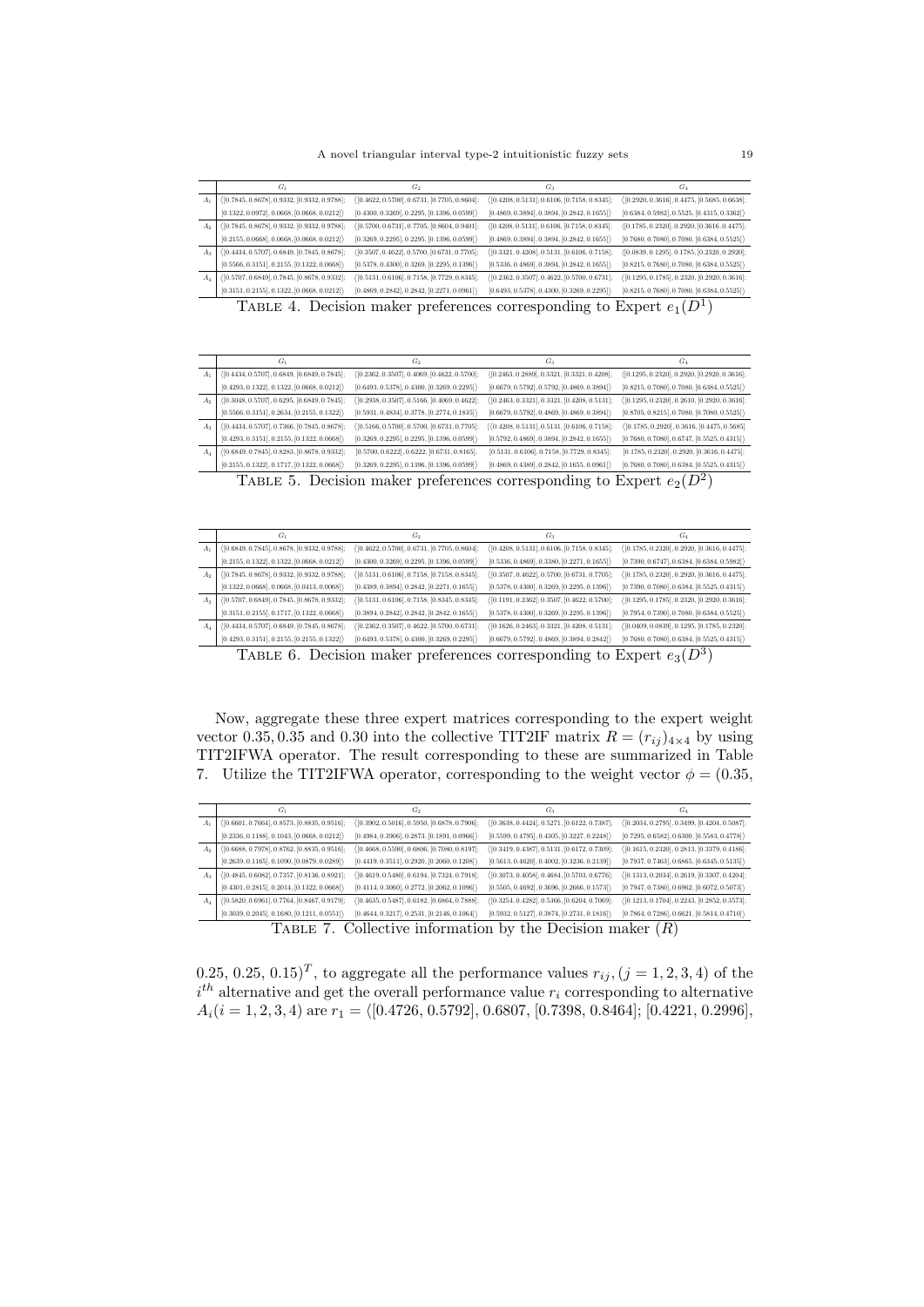| | $G_1$ | $G_2$ | $G_3$ | $G_4$ |
|---|---|---|---|---|
| $A_1$ | $\langle[0.7845, 0.8678], 0.9332, [0.9332, 0.9788];$ $[0.1322, 0.0972], 0.0668, [0.0668, 0.0212]\rangle$ | $\langle[0.4622, 0.5700], 0.6731, [0.7705, 0.8604];$ $[0.4300, 0.3269], 0.2295, [0.1396, 0.0599]\rangle$ | $\langle[0.4208, 0.5131], 0.6106, [0.7158, 0.8345];$ $[0.4869, 0.3894], 0.3894, [0.2842, 0.1655]\rangle$ | $\langle[0.2920, 0.3616], 0.4475, [0.5685, 0.6638];$ $[0.6384, 0.5982], 0.5525, [0.4315, 0.3362]\rangle$ |
| $A_2$ | $\langle[0.7845, 0.8678], 0.9332, [0.9332, 0.9788];$ $[0.2155, 0.0668], 0.0668, [0.0668, 0.0212]\rangle$ | $\langle[0.5700, 0.6731], 0.7705, [0.8604, 0.9401];$ $[0.3269, 0.2295], 0.2295, [0.1396, 0.0599]\rangle$ | $\langle[0.4208, 0.5131], 0.6106, [0.7158, 0.8345];$ $[0.4869, 0.3894], 0.3894, [0.2842, 0.1655]\rangle$ | $\langle[0.1785, 0.2320], 0.2920, [0.3616, 0.4475];$ $[0.7680, 0.7080], 0.7080, [0.6384, 0.5525]\rangle$ |
| $A_3$ | $\langle[0.4434, 0.5707], 0.6849, [0.7845, 0.8678];$ $[0.5566, 0.3151], 0.2155, [0.1322, 0.0668]\rangle$ | $\langle[0.3507, 0.4622], 0.5700, [0.6731, 0.7705];$ $[0.5378, 0.4300], 0.3269, [0.2295, 0.1396]\rangle$ | $\langle[0.3321, 0.4208], 0.5131, [0.6106, 0.7158];$ $[0.5336, 0.4869], 0.3894, [0.2842, 0.1655]\rangle$ | $\langle[0.0839, 0.1295], 0.1785, [0.2320, 0.2920];$ $[0.8215, 0.7680], 0.7080, [0.6384, 0.5525]\rangle$ |
| $A_4$ | $\langle[0.5707, 0.6849], 0.7845, [0.8678, 0.9332];$ $[0.3151, 0.2155], 0.1322, [0.0668, 0.0212]\rangle$ | $\langle[0.5131, 0.6106], 0.7158, [0.7729, 0.8345];$ $[0.4869, 0.2842], 0.2842, [0.2271, 0.0961]\rangle$ | $\langle[0.2362, 0.3507], 0.4622, [0.5700, 0.6731];$ $[0.6493, 0.5378], 0.4300, [0.3269, 0.2295]\rangle$ | $\langle[0.1295, 0.1785], 0.2320, [0.2920, 0.3616];$ $[0.8215, 0.7680], 0.7080, [0.6384, 0.5525]\rangle$ |

TABLE 4. Decision maker preferences corresponding to Expert $e_1(D^1)$

| | $G_1$ | $G_2$ | $G_3$ | $G_4$ |
|---|---|---|---|---|
| $A_1$ | $\langle[0.4434, 0.5707], 0.6849, [0.6849, 0.7845];$ $[0.4293, 0.1322], 0.1322, [0.0668, 0.0212]\rangle$ | $\langle[0.2362, 0.3507], 0.4069, [0.4622, 0.5700];$ $[0.6493, 0.5378], 0.4300, [0.3269, 0.2295]\rangle$ | $\langle[0.2463, 0.2889], 0.3321, [0.3321, 0.4208];$ $[0.6679, 0.5792], 0.5792, [0.4869, 0.3894]\rangle$ | $\langle[0.1295, 0.2320], 0.2920, [0.2920, 0.3616];$ $[0.8215, 0.7080], 0.7080, [0.6384, 0.5525]\rangle$ |
| $A_2$ | $\langle[0.3048, 0.5707], 0.6295, [0.6849, 0.7845];$ $[0.5566, 0.3151], 0.2634, [0.2155, 0.1322]\rangle$ | $\langle[0.2938, 0.3507], 0.5166, [0.4069, 0.4622];$ $[0.5931, 0.4834], 0.3778, [0.2774, 0.1835]\rangle$ | $\langle[0.2463, 0.3321], 0.3321, [0.4208, 0.5131];$ $[0.6679, 0.5792], 0.4869, [0.4869, 0.3894]\rangle$ | $\langle[0.1295, 0.2320], 0.2610, [0.2920, 0.3616];$ $[0.8705, 0.8215], 0.7080, [0.7080, 0.5525]\rangle$ |
| $A_3$ | $\langle[0.4434, 0.5707], 0.7366, [0.7845, 0.8678];$ $[0.4293, 0.3151], 0.2155, [0.1322, 0.0668]\rangle$ | $\langle[0.5166, 0.5700], 0.5700, [0.6731, 0.7705];$ $[0.3269, 0.2295], 0.2295, [0.1396, 0.0599]\rangle$ | $\langle[0.4208, 0.5131], 0.5131, [0.6106, 0.7158];$ $[0.5792, 0.4869], 0.3894, [0.2842, 0.1655]\rangle$ | $\langle[0.1785, 0.2920], 0.3616, [0.4475, 0.5685];$ $[0.7680, 0.7080], 0.6747, [0.5525, 0.4315]\rangle$ |
| $A_4$ | $\langle[0.6849, 0.7845], 0.8283, [0.8678, 0.9332];$ $[0.2155, 0.1322], 0.1717, [0.1322, 0.0668]\rangle$ | $[0.5700, 0.6222], 0.6222, [0.6731, 0.8165];$ $[0.3269, 0.2295], 0.1396, [0.1396, 0.0599]\rangle$ | $[0.5131, 0.6106], 0.7158, [0.7729, 0.8345];$ $[0.4869, 0.4389], 0.2842, [0.1655, 0.0961]\rangle$ | $[0.1785, 0.2320], 0.2920, [0.3616, 0.4475];$ $[0.7680, 0.7080], 0.6384, [0.5525, 0.4315]\rangle$ |

TABLE 5. Decision maker preferences corresponding to Expert $e_2(D^2)$

| | $G_1$ | $G_2$ | $G_3$ | $G_4$ |
|---|---|---|---|---|
| $A_1$ | $\langle[0.6849, 0.7845], 0.8678, [0.9332, 0.9788];$ $[0.2155, 0.1322], 0.1322, [0.0668, 0.0212]\rangle$ | $\langle[0.4622, 0.5700], 0.6731, [0.7705, 0.8604];$ $[0.4300, 0.3269], 0.2295, [0.1396, 0.0599]\rangle$ | $\langle[0.4208, 0.5131], 0.6106, [0.7158, 0.8345];$ $[0.5336, 0.4869], 0.3380, [0.2271, 0.1655]\rangle$ | $\langle[0.1785, 0.2320], 0.2920, [0.3616, 0.4475];$ $[0.7390, 0.6747], 0.6384, [0.6384, 0.5982]\rangle$ |
| $A_2$ | $\langle[0.7845, 0.8678], 0.9332, [0.9332, 0.9788];$ $[0.1322, 0.0668], 0.0668, [0.0413, 0.0068]\rangle$ | $\langle[0.5131, 0.6106], 0.7158, [0.7158, 0.8345];$ $[0.4389, 0.3894], 0.2842, [0.2271, 0.1655]\rangle$ | $\langle[0.3507, 0.4622], 0.5700, [0.6731, 0.7705];$ $[0.5378, 0.4300], 0.3269, [0.2295, 0.1396]\rangle$ | $\langle[0.1785, 0.2320], 0.2920, [0.3616, 0.4475];$ $[0.7390, 0.7080], 0.6384, [0.5525, 0.4315]\rangle$ |
| $A_3$ | $\langle[0.5707, 0.6849], 0.7845, [0.8678, 0.9332];$ $[0.3151, 0.2155], 0.1717, [0.1322, 0.0668]\rangle$ | $\langle[0.5131, 0.6106], 0.7158, [0.8345, 0.8345];$ $[0.3894, 0.2842], 0.2842, [0.2842, 0.1655]\rangle$ | $\langle[0.1191, 0.2362], 0.3507, [0.4622, 0.5700];$ $[0.5378, 0.4300], 0.3269, [0.2295, 0.1396]\rangle$ | $\langle[0.1295, 0.1785], 0.2320, [0.2920, 0.3616];$ $[0.7954, 0.7390], 0.7080, [0.6384, 0.5525]\rangle$ |
| $A_4$ | $\langle[0.4434, 0.5707], 0.6849, [0.7845, 0.8678];$ $[0.4293, 0.3151], 0.2155, [0.2155, 0.1322]\rangle$ | $\langle[0.2362, 0.3507], 0.4622, [0.5700, 0.6731];$ $[0.6493, 0.5378], 0.4300, [0.3269, 0.2295]\rangle$ | $\langle[0.1626, 0.2463], 0.3321, [0.4208, 0.5131];$ $[0.6679, 0.5792], 0.4869, [0.3894, 0.2842]\rangle$ | $\langle[0.0409, 0.0839], 0.1295, [0.1785, 0.2320];$ $[0.7680, 0.7080], 0.6384, [0.5525, 0.4315]\rangle$ |

TABLE 6. Decision maker preferences corresponding to Expert $e_3(D^3)$

Now, aggregate these three expert matrices corresponding to the expert weight vector 0.35, 0.35 and 0.30 into the collective TIT2IF matrix $R = (r_{ij})_{4\times4}$ by using TIT2IFWA operator. The result corresponding to these are summarized in Table 7. Utilize the TIT2IFWA operator, corresponding to the weight vector $\phi = (0.35,$

| | $G_1$ | $G_2$ | $G_3$ | $G_4$ |
|---|---|---|---|---|
| $A_1$ | $\langle[0.6601, 0.7664], 0.8573, [0.8835, 0.9516];$ $[0.2336, 0.1188], 0.1043, [0.0668, 0.0212]\rangle$ | $\langle[0.3902, 0.5016], 0.5950, [0.6878, 0.7906];$ $[0.4984, 0.3906], 0.2873, [0.1891, 0.0966]\rangle$ | $\langle[0.3638, 0.4424], 0.5271, [0.6122, 0.7387];$ $[0.5599, 0.4795], 0.4305, [0.3227, 0.2248]\rangle$ | $\langle[0.2034, 0.2795], 0.3499, [0.4204, 0.5087];$ $[0.7295, 0.6582], 0.6300, [0.5583, 0.4778]\rangle$ |
| $A_2$ | $\langle[0.6688, 0.7978], 0.8762, [0.8835, 0.9516];$ $[0.2639, 0.1165], 0.1090, [0.0879, 0.0289]\rangle$ | $\langle[0.4668, 0.5590], 0.6806, [0.7080, 0.8197];$ $[0.4419, 0.3511], 0.2920, [0.2060, 0.1208]\rangle$ | $\langle[0.3419, 0.4387], 0.5131, [0.6172, 0.7309];$ $[0.5613, 0.4620], 0.4002, [0.3236, 0.2139]\rangle$ | $\langle[0.1615, 0.2320], 0.2813, [0.3379, 0.4186];$ $[0.7937, 0.7463], 0.6865, [0.6345, 0.5135]\rangle$ |
| $A_3$ | $\langle[0.4845, 0.6082], 0.7357, [0.8136, 0.8921];$ $[0.4301, 0.2815], 0.2014, [0.1322, 0.0668]\rangle$ | $\langle[0.4619, 0.5480], 0.6194, [0.7324, 0.7918];$ $[0.4114, 0.3060], 0.2772, [0.2062, 0.1096]\rangle$ | $\langle[0.3073, 0.4058], 0.4684, [0.5703, 0.6776];$ $[0.5505, 0.4692], 0.3696, [0.2666, 0.1573]\rangle$ | $\langle[0.1313, 0.2034], 0.2619, [0.3307, 0.4204];$ $[0.7947, 0.7380], 0.6962, [0.6072, 0.5073]\rangle$ |
| $A_4$ | $\langle[0.5820, 0.6961], 0.7764, [0.8467, 0.9179];$ $[0.3039, 0.2045], 0.1680, [0.1211, 0.0551]\rangle$ | $\langle[0.4635, 0.5487], 0.6182, [0.6864, 0.7888];$ $[0.4644, 0.3217], 0.2531, [0.2146, 0.1064]\rangle$ | $\langle[0.3254, 0.4282], 0.5366, [0.6204, 0.7069];$ $[0.5932, 0.5127], 0.3874, [0.2731, 0.1816]\rangle$ | $\langle[0.1213, 0.1704], 0.2243, [0.2852, 0.3573];$ $[0.7864, 0.7286], 0.6621, [0.5814, 0.4710]\rangle$ |

TABLE 7. Collective information by the Decision maker $(R)$

$0.25, 0.25, 0.15)^T$, to aggregate all the performance values $r_{ij}, (j = 1, 2, 3, 4)$ of the $i^{th}$ alternative and get the overall performance value $r_i$ corresponding to alternative $A_i (i = 1, 2, 3, 4)$ are $r_1 = \langle[0.4726, 0.5792], 0.6807, [0.7398, 0.8464]; [0.4221, 0.2996],$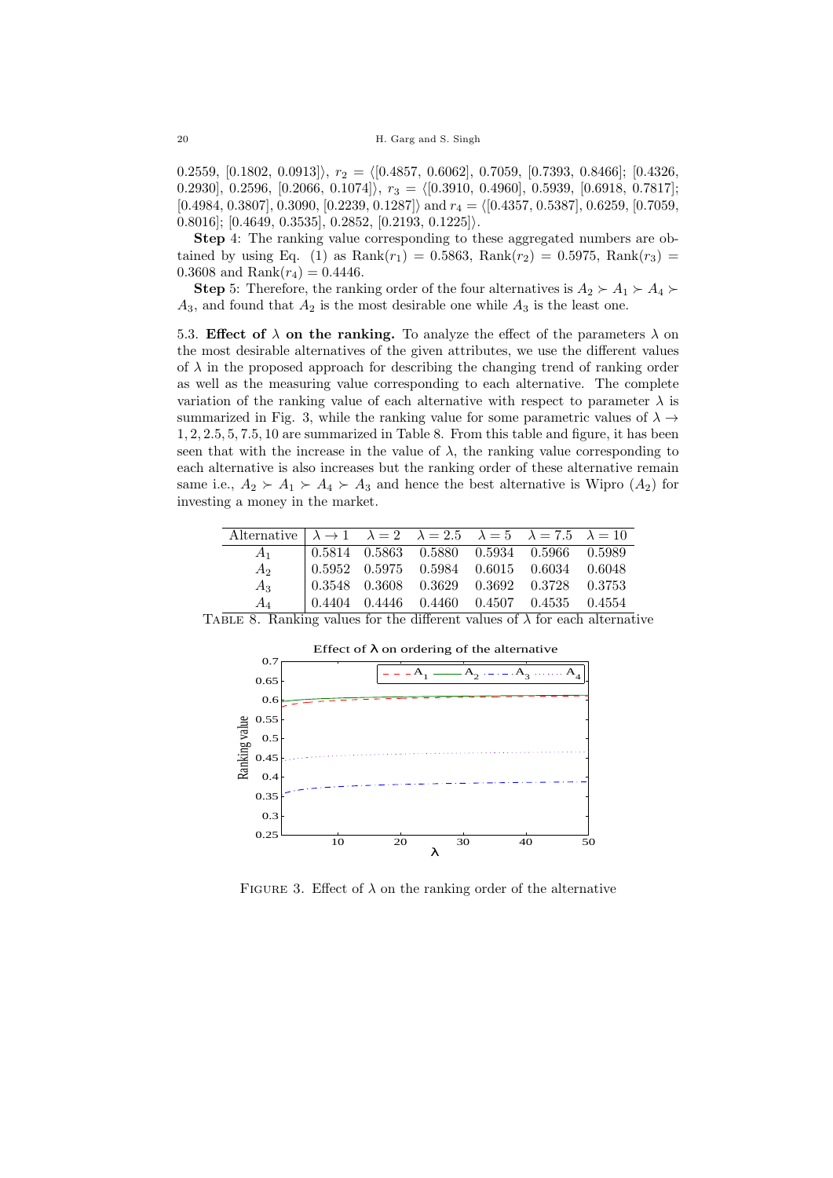0.2559, [0.1802, 0.0913]⟩, $r_2 = \langle[0.4857,\ 0.6062],\ 0.7059,\ [0.7393,\ 0.8466];\ [0.4326,\ 0.2930],\ 0.2596,\ [0.2066,\ 0.1074]\rangle$, $r_3 = \langle[0.3910,\ 0.4960],\ 0.5939,\ [0.6918,\ 0.7817];\ [0.4984, 0.3807], 0.3090, [0.2239, 0.1287]\rangle$ and $r_4 = \langle[0.4357, 0.5387], 0.6259, [0.7059,\ 0.8016];\ [0.4649, 0.3535], 0.2852, [0.2193, 0.1225]\rangle$.

**Step** 4: The ranking value corresponding to these aggregated numbers are obtained by using Eq. (1) as $\text{Rank}(r_1) = 0.5863$, $\text{Rank}(r_2) = 0.5975$, $\text{Rank}(r_3) = 0.3608$ and $\text{Rank}(r_4) = 0.4446$.

**Step** 5: Therefore, the ranking order of the four alternatives is $A_2 \succ A_1 \succ A_4 \succ A_3$, and found that $A_2$ is the most desirable one while $A_3$ is the least one.

5.3. **Effect of $\lambda$ on the ranking.** To analyze the effect of the parameters $\lambda$ on the most desirable alternatives of the given attributes, we use the different values of $\lambda$ in the proposed approach for describing the changing trend of ranking order as well as the measuring value corresponding to each alternative. The complete variation of the ranking value of each alternative with respect to parameter $\lambda$ is summarized in Fig. 3, while the ranking value for some parametric values of $\lambda \to 1, 2, 2.5, 5, 7.5, 10$ are summarized in Table 8. From this table and figure, it has been seen that with the increase in the value of $\lambda$, the ranking value corresponding to each alternative is also increases but the ranking order of these alternative remain same i.e., $A_2 \succ A_1 \succ A_4 \succ A_3$ and hence the best alternative is Wipro ($A_2$) for investing a money in the market.

| Alternative | $\lambda \to 1$ | $\lambda = 2$ | $\lambda = 2.5$ | $\lambda = 5$ | $\lambda = 7.5$ | $\lambda = 10$ |
|---|---|---|---|---|---|---|
| $A_1$ | 0.5814 | 0.5863 | 0.5880 | 0.5934 | 0.5966 | 0.5989 |
| $A_2$ | 0.5952 | 0.5975 | 0.5984 | 0.6015 | 0.6034 | 0.6048 |
| $A_3$ | 0.3548 | 0.3608 | 0.3629 | 0.3692 | 0.3728 | 0.3753 |
| $A_4$ | 0.4404 | 0.4446 | 0.4460 | 0.4507 | 0.4535 | 0.4554 |

TABLE 8. Ranking values for the different values of $\lambda$ for each alternative

FIGURE 3. Effect of $\lambda$ on the ranking order of the alternative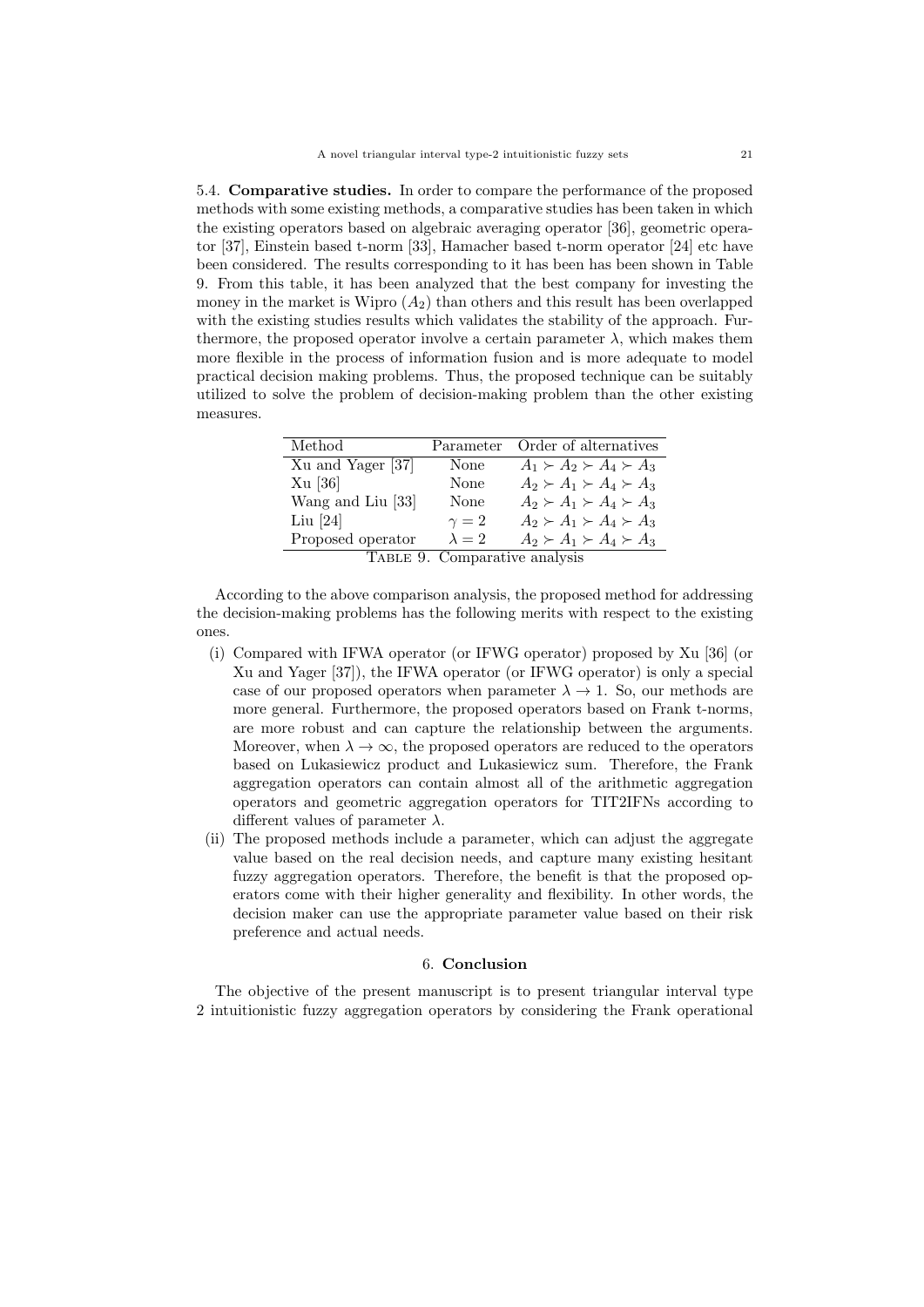5.4. **Comparative studies.** In order to compare the performance of the proposed methods with some existing methods, a comparative studies has been taken in which the existing operators based on algebraic averaging operator [36], geometric operator [37], Einstein based t-norm [33], Hamacher based t-norm operator [24] etc have been considered. The results corresponding to it has been has been shown in Table 9. From this table, it has been analyzed that the best company for investing the money in the market is Wipro ($A_2$) than others and this result has been overlapped with the existing studies results which validates the stability of the approach. Furthermore, the proposed operator involve a certain parameter $\lambda$, which makes them more flexible in the process of information fusion and is more adequate to model practical decision making problems. Thus, the proposed technique can be suitably utilized to solve the problem of decision-making problem than the other existing measures.

| Method | Parameter | Order of alternatives |
|---|---|---|
| Xu and Yager [37] | None | $A_1 \succ A_2 \succ A_4 \succ A_3$ |
| Xu [36] | None | $A_2 \succ A_1 \succ A_4 \succ A_3$ |
| Wang and Liu [33] | None | $A_2 \succ A_1 \succ A_4 \succ A_3$ |
| Liu [24] | $\gamma = 2$ | $A_2 \succ A_1 \succ A_4 \succ A_3$ |
| Proposed operator | $\lambda = 2$ | $A_2 \succ A_1 \succ A_4 \succ A_3$ |

Table 9. Comparative analysis

According to the above comparison analysis, the proposed method for addressing the decision-making problems has the following merits with respect to the existing ones.

(i) Compared with IFWA operator (or IFWG operator) proposed by Xu [36] (or Xu and Yager [37]), the IFWA operator (or IFWG operator) is only a special case of our proposed operators when parameter $\lambda \to 1$. So, our methods are more general. Furthermore, the proposed operators based on Frank t-norms, are more robust and can capture the relationship between the arguments. Moreover, when $\lambda \to \infty$, the proposed operators are reduced to the operators based on Lukasiewicz product and Lukasiewicz sum. Therefore, the Frank aggregation operators can contain almost all of the arithmetic aggregation operators and geometric aggregation operators for TIT2IFNs according to different values of parameter $\lambda$.

(ii) The proposed methods include a parameter, which can adjust the aggregate value based on the real decision needs, and capture many existing hesitant fuzzy aggregation operators. Therefore, the benefit is that the proposed operators come with their higher generality and flexibility. In other words, the decision maker can use the appropriate parameter value based on their risk preference and actual needs.

## 6. Conclusion

The objective of the present manuscript is to present triangular interval type 2 intuitionistic fuzzy aggregation operators by considering the Frank operational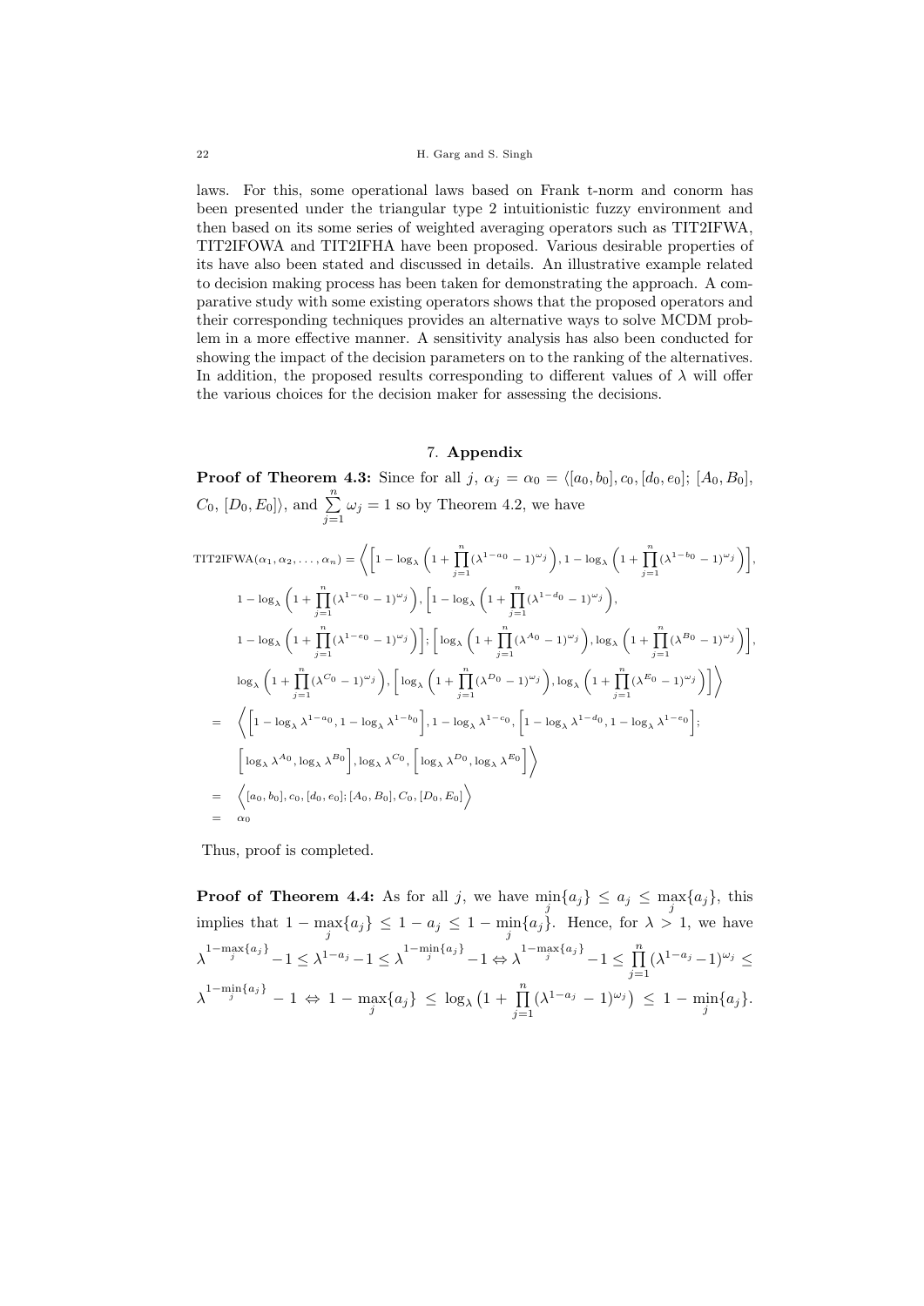laws. For this, some operational laws based on Frank t-norm and conorm has been presented under the triangular type 2 intuitionistic fuzzy environment and then based on its some series of weighted averaging operators such as TIT2IFWA, TIT2IFOWA and TIT2IFHA have been proposed. Various desirable properties of its have also been stated and discussed in details. An illustrative example related to decision making process has been taken for demonstrating the approach. A comparative study with some existing operators shows that the proposed operators and their corresponding techniques provides an alternative ways to solve MCDM problem in a more effective manner. A sensitivity analysis has also been conducted for showing the impact of the decision parameters on to the ranking of the alternatives. In addition, the proposed results corresponding to different values of $\lambda$ will offer the various choices for the decision maker for assessing the decisions.

## 7. Appendix

**Proof of Theorem 4.3:** Since for all $j$, $\alpha_j = \alpha_0 = \langle [a_0, b_0], c_0, [d_0, e_0]; [A_0, B_0], C_0, [D_0, E_0] \rangle$, and $\sum\limits_{j=1}^{n} \omega_j = 1$ so by Theorem 4.2, we have

$$
\begin{aligned}
\text{TIT2IFWA}(\alpha_1, \alpha_2, \ldots, \alpha_n) = \Bigg\langle & \Bigg[1 - \log_\lambda \left(1 + \prod_{j=1}^{n} (\lambda^{1-a_0} - 1)^{\omega_j}\right), 1 - \log_\lambda \left(1 + \prod_{j=1}^{n} (\lambda^{1-b_0} - 1)^{\omega_j}\right)\Bigg], \\
& 1 - \log_\lambda \left(1 + \prod_{j=1}^{n} (\lambda^{1-c_0} - 1)^{\omega_j}\right), \Bigg[1 - \log_\lambda \left(1 + \prod_{j=1}^{n} (\lambda^{1-d_0} - 1)^{\omega_j}\right), \\
& 1 - \log_\lambda \left(1 + \prod_{j=1}^{n} (\lambda^{1-e_0} - 1)^{\omega_j}\right)\Bigg]; \Bigg[\log_\lambda \left(1 + \prod_{j=1}^{n} (\lambda^{A_0} - 1)^{\omega_j}\right), \log_\lambda \left(1 + \prod_{j=1}^{n} (\lambda^{B_0} - 1)^{\omega_j}\right)\Bigg], \\
& \log_\lambda \left(1 + \prod_{j=1}^{n} (\lambda^{C_0} - 1)^{\omega_j}\right), \Bigg[\log_\lambda \left(1 + \prod_{j=1}^{n} (\lambda^{D_0} - 1)^{\omega_j}\right), \log_\lambda \left(1 + \prod_{j=1}^{n} (\lambda^{E_0} - 1)^{\omega_j}\right)\Bigg]\Bigg\rangle \\
= \; & \Bigg\langle \Big[1 - \log_\lambda \lambda^{1-a_0}, 1 - \log_\lambda \lambda^{1-b_0}\Big], 1 - \log_\lambda \lambda^{1-c_0}, \Big[1 - \log_\lambda \lambda^{1-d_0}, 1 - \log_\lambda \lambda^{1-e_0}\Big]; \\
& \Big[\log_\lambda \lambda^{A_0}, \log_\lambda \lambda^{B_0}\Big], \log_\lambda \lambda^{C_0}, \Big[\log_\lambda \lambda^{D_0}, \log_\lambda \lambda^{E_0}\Big] \Bigg\rangle \\
= \; & \Big\langle [a_0, b_0], c_0, [d_0, e_0]; [A_0, B_0], C_0, [D_0, E_0] \Big\rangle \\
= \; & \alpha_0
\end{aligned}
$$

Thus, proof is completed.

**Proof of Theorem 4.4:** As for all $j$, we have $\min\limits_j\{a_j\} \leq a_j \leq \max\limits_j\{a_j\}$, this implies that $1 - \max\limits_j\{a_j\} \leq 1 - a_j \leq 1 - \min\limits_j\{a_j\}$. Hence, for $\lambda > 1$, we have $\lambda^{1-\max\limits_j\{a_j\}} - 1 \leq \lambda^{1-a_j} - 1 \leq \lambda^{1-\min\limits_j\{a_j\}} - 1 \Leftrightarrow \lambda^{1-\max\limits_j\{a_j\}} - 1 \leq \prod\limits_{j=1}^{n} (\lambda^{1-a_j} - 1)^{\omega_j} \leq \lambda^{1-\min\limits_j\{a_j\}} - 1 \Leftrightarrow 1 - \max\limits_j\{a_j\} \leq \log_\lambda \big(1 + \prod\limits_{j=1}^{n} (\lambda^{1-a_j} - 1)^{\omega_j}\big) \leq 1 - \min\limits_j\{a_j\}$.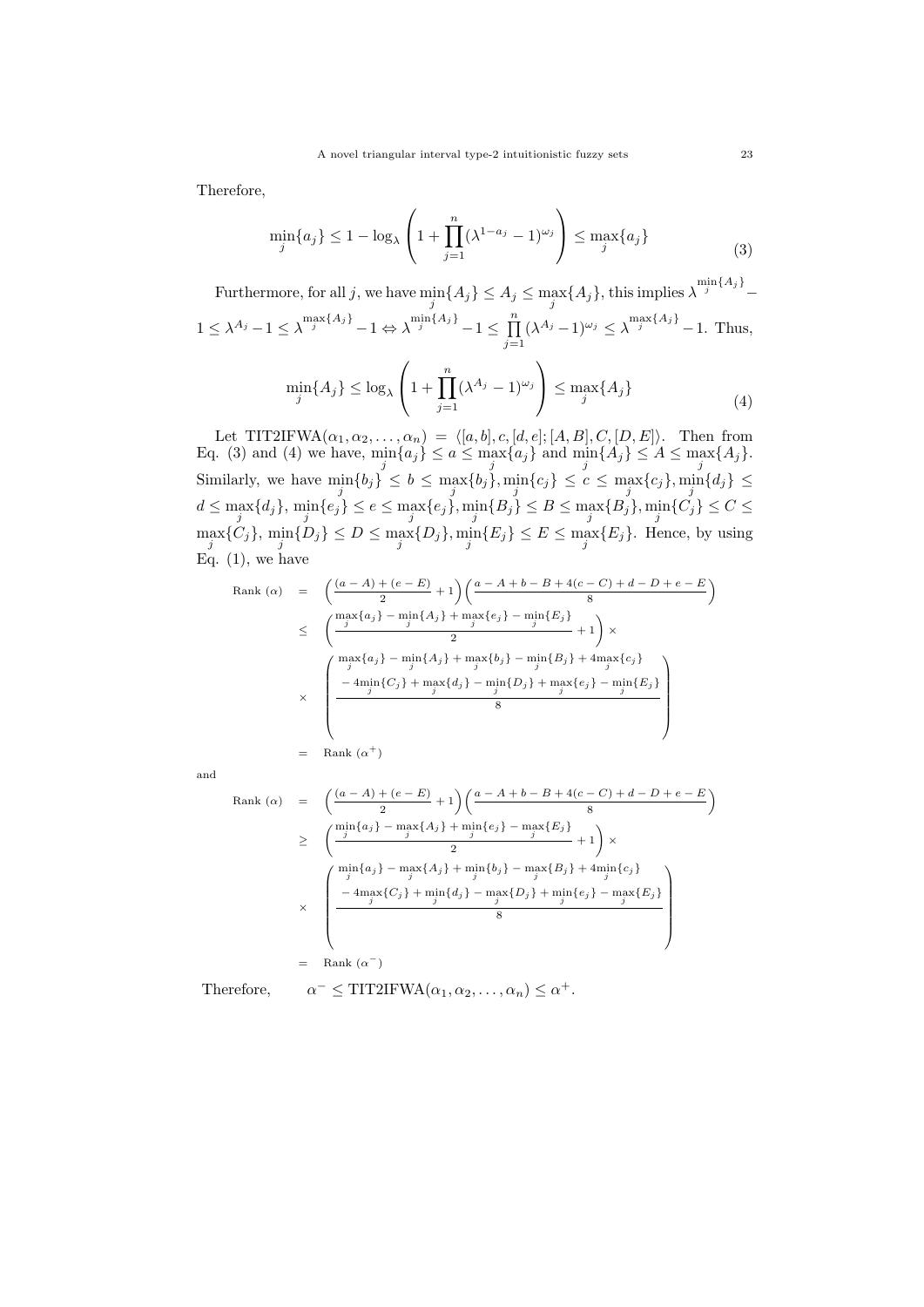Therefore,

$$\min_j\{a_j\} \leq 1 - \log_\lambda \left(1 + \prod_{j=1}^{n} (\lambda^{1-a_j} - 1)^{\omega_j}\right) \leq \max_j\{a_j\} \tag{3}$$

Furthermore, for all $j$, we have $\min_j\{A_j\} \leq A_j \leq \max_j\{A_j\}$, this implies $\lambda^{\min_j\{A_j\}} - 1 \leq \lambda^{A_j} - 1 \leq \lambda^{\max_j\{A_j\}} - 1 \Leftrightarrow \lambda^{\min_j\{A_j\}} - 1 \leq \prod_{j=1}^{n} (\lambda^{A_j} - 1)^{\omega_j} \leq \lambda^{\max_j\{A_j\}} - 1$. Thus,

$$\min_j\{A_j\} \leq \log_\lambda \left(1 + \prod_{j=1}^{n} (\lambda^{A_j} - 1)^{\omega_j}\right) \leq \max_j\{A_j\} \tag{4}$$

Let $\text{TIT2IFWA}(\alpha_1, \alpha_2, \ldots, \alpha_n) = \langle [a,b], c, [d,e]; [A,B], C, [D,E] \rangle$. Then from Eq. (3) and (4) we have, $\min_j\{a_j\} \leq a \leq \max_j\{a_j\}$ and $\min_j\{A_j\} \leq A \leq \max_j\{A_j\}$. Similarly, we have $\min_j\{b_j\} \leq b \leq \max_j\{b_j\}, \min_j\{c_j\} \leq c \leq \max_j\{c_j\}, \min_j\{d_j\} \leq d \leq \max_j\{d_j\}$, $\min_j\{e_j\} \leq e \leq \max_j\{e_j\}, \min_j\{B_j\} \leq B \leq \max_j\{B_j\}, \min_j\{C_j\} \leq C \leq \max_j\{C_j\}$, $\min_j\{D_j\} \leq D \leq \max_j\{D_j\}, \min_j\{E_j\} \leq E \leq \max_j\{E_j\}$. Hence, by using Eq. (1), we have

$$\begin{aligned}
\text{Rank }(\alpha) &= \left(\frac{(a-A)+(e-E)}{2} + 1\right)\left(\frac{a-A+b-B+4(c-C)+d-D+e-E}{8}\right) \\
&\leq \left(\frac{\max_j\{a_j\} - \min_j\{A_j\} + \max_j\{e_j\} - \min_j\{E_j\}}{2} + 1\right) \times \\
&\times \left(\frac{\begin{array}{c}\max_j\{a_j\} - \min_j\{A_j\} + \max_j\{b_j\} - \min_j\{B_j\} + 4\max_j\{c_j\} \\ - 4\min_j\{C_j\} + \max_j\{d_j\} - \min_j\{D_j\} + \max_j\{e_j\} - \min_j\{E_j\}\end{array}}{8}\right) \\
&= \text{Rank }(\alpha^+)
\end{aligned}$$

and

$$\begin{aligned}
\text{Rank }(\alpha) &= \left(\frac{(a-A)+(e-E)}{2} + 1\right)\left(\frac{a-A+b-B+4(c-C)+d-D+e-E}{8}\right) \\
&\geq \left(\frac{\min_j\{a_j\} - \max_j\{A_j\} + \min_j\{e_j\} - \max_j\{E_j\}}{2} + 1\right) \times \\
&\times \left(\frac{\begin{array}{c}\min_j\{a_j\} - \max_j\{A_j\} + \min_j\{b_j\} - \max_j\{B_j\} + 4\min_j\{c_j\} \\ - 4\max_j\{C_j\} + \min_j\{d_j\} - \max_j\{D_j\} + \min_j\{e_j\} - \max_j\{E_j\}\end{array}}{8}\right) \\
&= \text{Rank }(\alpha^-)
\end{aligned}$$

Therefore, $\quad \alpha^- \leq \text{TIT2IFWA}(\alpha_1, \alpha_2, \ldots, \alpha_n) \leq \alpha^+$.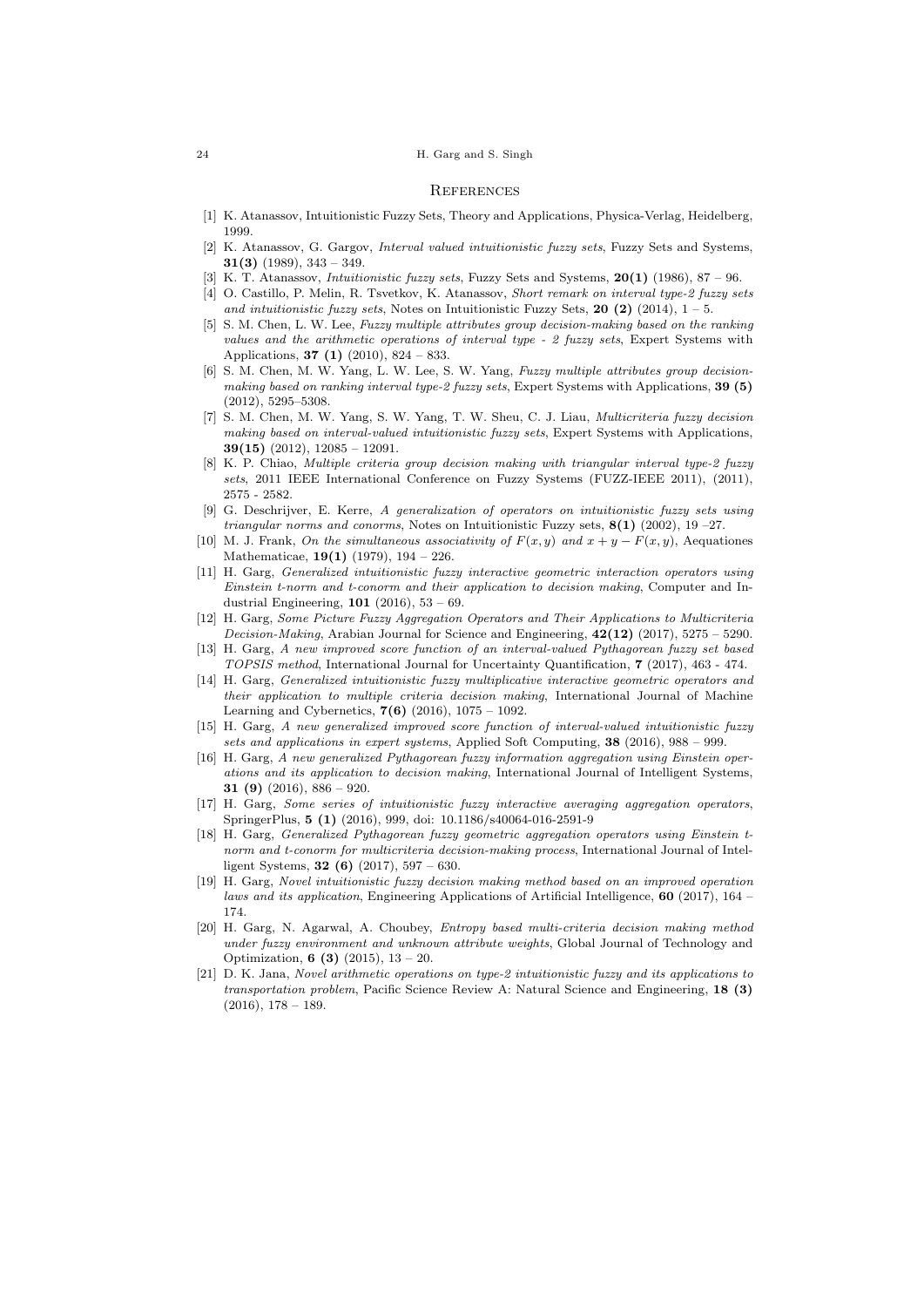## References

[1] K. Atanassov, Intuitionistic Fuzzy Sets, Theory and Applications, Physica-Verlag, Heidelberg, 1999.

[2] K. Atanassov, G. Gargov, *Interval valued intuitionistic fuzzy sets*, Fuzzy Sets and Systems, **31(3)** (1989), 343 – 349.

[3] K. T. Atanassov, *Intuitionistic fuzzy sets*, Fuzzy Sets and Systems, **20(1)** (1986), 87 – 96.

[4] O. Castillo, P. Melin, R. Tsvetkov, K. Atanassov, *Short remark on interval type-2 fuzzy sets and intuitionistic fuzzy sets*, Notes on Intuitionistic Fuzzy Sets, **20 (2)** (2014), 1 – 5.

[5] S. M. Chen, L. W. Lee, *Fuzzy multiple attributes group decision-making based on the ranking values and the arithmetic operations of interval type - 2 fuzzy sets*, Expert Systems with Applications, **37 (1)** (2010), 824 – 833.

[6] S. M. Chen, M. W. Yang, L. W. Lee, S. W. Yang, *Fuzzy multiple attributes group decision-making based on ranking interval type-2 fuzzy sets*, Expert Systems with Applications, **39 (5)** (2012), 5295–5308.

[7] S. M. Chen, M. W. Yang, S. W. Yang, T. W. Sheu, C. J. Liau, *Multicriteria fuzzy decision making based on interval-valued intuitionistic fuzzy sets*, Expert Systems with Applications, **39(15)** (2012), 12085 – 12091.

[8] K. P. Chiao, *Multiple criteria group decision making with triangular interval type-2 fuzzy sets*, 2011 IEEE International Conference on Fuzzy Systems (FUZZ-IEEE 2011), (2011), 2575 - 2582.

[9] G. Deschrijver, E. Kerre, *A generalization of operators on intuitionistic fuzzy sets using triangular norms and conorms*, Notes on Intuitionistic Fuzzy sets, **8(1)** (2002), 19 –27.

[10] M. J. Frank, *On the simultaneous associativity of $F(x, y)$ and $x + y - F(x, y)$*, Aequationes Mathematicae, **19(1)** (1979), 194 – 226.

[11] H. Garg, *Generalized intuitionistic fuzzy interactive geometric interaction operators using Einstein t-norm and t-conorm and their application to decision making*, Computer and Industrial Engineering, **101** (2016), 53 – 69.

[12] H. Garg, *Some Picture Fuzzy Aggregation Operators and Their Applications to Multicriteria Decision-Making*, Arabian Journal for Science and Engineering, **42(12)** (2017), 5275 – 5290.

[13] H. Garg, *A new improved score function of an interval-valued Pythagorean fuzzy set based TOPSIS method*, International Journal for Uncertainty Quantification, **7** (2017), 463 - 474.

[14] H. Garg, *Generalized intuitionistic fuzzy multiplicative interactive geometric operators and their application to multiple criteria decision making*, International Journal of Machine Learning and Cybernetics, **7(6)** (2016), 1075 – 1092.

[15] H. Garg, *A new generalized improved score function of interval-valued intuitionistic fuzzy sets and applications in expert systems*, Applied Soft Computing, **38** (2016), 988 – 999.

[16] H. Garg, *A new generalized Pythagorean fuzzy information aggregation using Einstein operations and its application to decision making*, International Journal of Intelligent Systems, **31 (9)** (2016), 886 – 920.

[17] H. Garg, *Some series of intuitionistic fuzzy interactive averaging aggregation operators*, SpringerPlus, **5 (1)** (2016), 999, doi: 10.1186/s40064-016-2591-9

[18] H. Garg, *Generalized Pythagorean fuzzy geometric aggregation operators using Einstein t-norm and t-conorm for multicriteria decision-making process*, International Journal of Intelligent Systems, **32 (6)** (2017), 597 – 630.

[19] H. Garg, *Novel intuitionistic fuzzy decision making method based on an improved operation laws and its application*, Engineering Applications of Artificial Intelligence, **60** (2017), 164 – 174.

[20] H. Garg, N. Agarwal, A. Choubey, *Entropy based multi-criteria decision making method under fuzzy environment and unknown attribute weights*, Global Journal of Technology and Optimization, **6 (3)** (2015), 13 – 20.

[21] D. K. Jana, *Novel arithmetic operations on type-2 intuitionistic fuzzy and its applications to transportation problem*, Pacific Science Review A: Natural Science and Engineering, **18 (3)** (2016), 178 – 189.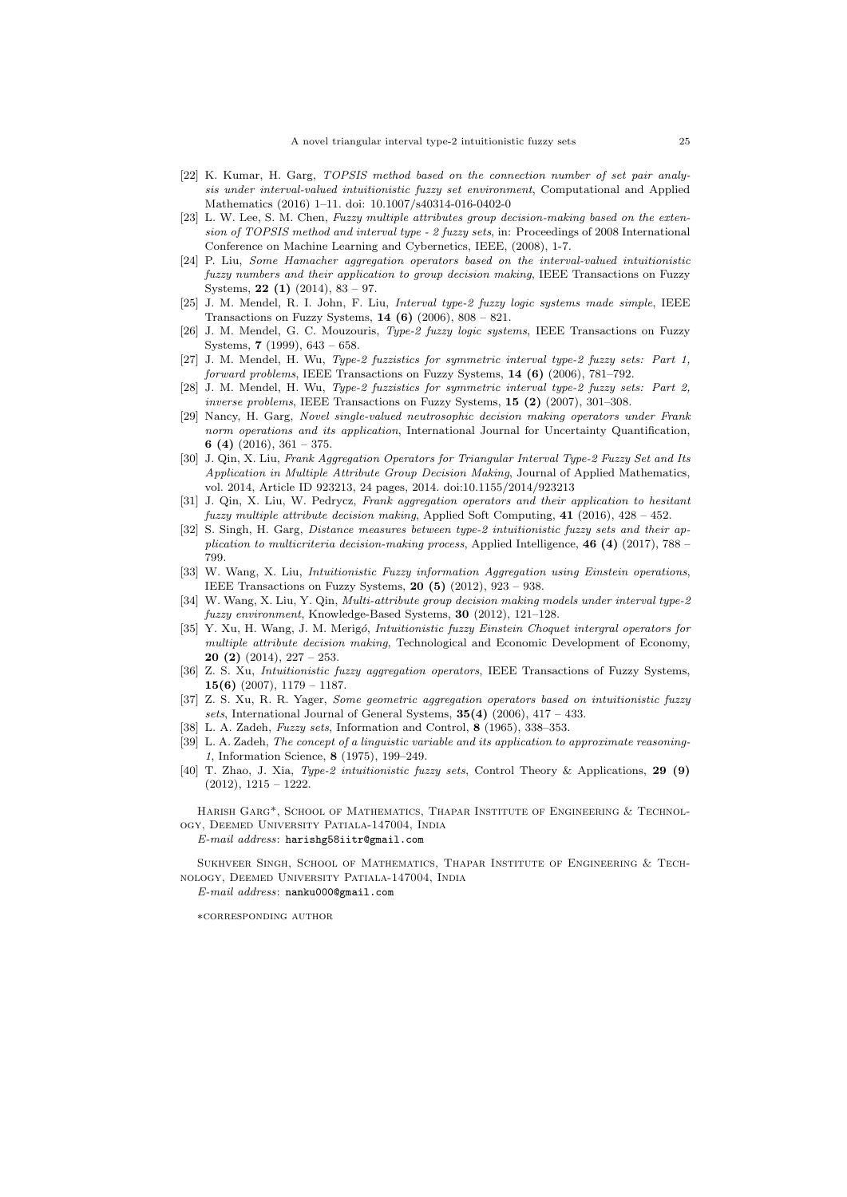[22] K. Kumar, H. Garg, *TOPSIS method based on the connection number of set pair analysis under interval-valued intuitionistic fuzzy set environment*, Computational and Applied Mathematics (2016) 1–11. doi: 10.1007/s40314-016-0402-0

[23] L. W. Lee, S. M. Chen, *Fuzzy multiple attributes group decision-making based on the extension of TOPSIS method and interval type - 2 fuzzy sets*, in: Proceedings of 2008 International Conference on Machine Learning and Cybernetics, IEEE, (2008), 1-7.

[24] P. Liu, *Some Hamacher aggregation operators based on the interval-valued intuitionistic fuzzy numbers and their application to group decision making*, IEEE Transactions on Fuzzy Systems, **22 (1)** (2014), 83 – 97.

[25] J. M. Mendel, R. I. John, F. Liu, *Interval type-2 fuzzy logic systems made simple*, IEEE Transactions on Fuzzy Systems, **14 (6)** (2006), 808 – 821.

[26] J. M. Mendel, G. C. Mouzouris, *Type-2 fuzzy logic systems*, IEEE Transactions on Fuzzy Systems, **7** (1999), 643 – 658.

[27] J. M. Mendel, H. Wu, *Type-2 fuzzistics for symmetric interval type-2 fuzzy sets: Part 1, forward problems*, IEEE Transactions on Fuzzy Systems, **14 (6)** (2006), 781–792.

[28] J. M. Mendel, H. Wu, *Type-2 fuzzistics for symmetric interval type-2 fuzzy sets: Part 2, inverse problems*, IEEE Transactions on Fuzzy Systems, **15 (2)** (2007), 301–308.

[29] Nancy, H. Garg, *Novel single-valued neutrosophic decision making operators under Frank norm operations and its application*, International Journal for Uncertainty Quantification, **6 (4)** (2016), 361 – 375.

[30] J. Qin, X. Liu, *Frank Aggregation Operators for Triangular Interval Type-2 Fuzzy Set and Its Application in Multiple Attribute Group Decision Making*, Journal of Applied Mathematics, vol. 2014, Article ID 923213, 24 pages, 2014. doi:10.1155/2014/923213

[31] J. Qin, X. Liu, W. Pedrycz, *Frank aggregation operators and their application to hesitant fuzzy multiple attribute decision making*, Applied Soft Computing, **41** (2016), 428 – 452.

[32] S. Singh, H. Garg, *Distance measures between type-2 intuitionistic fuzzy sets and their application to multicriteria decision-making process*, Applied Intelligence, **46 (4)** (2017), 788 – 799.

[33] W. Wang, X. Liu, *Intuitionistic Fuzzy information Aggregation using Einstein operations*, IEEE Transactions on Fuzzy Systems, **20 (5)** (2012), 923 – 938.

[34] W. Wang, X. Liu, Y. Qin, *Multi-attribute group decision making models under interval type-2 fuzzy environment*, Knowledge-Based Systems, **30** (2012), 121–128.

[35] Y. Xu, H. Wang, J. M. Merigó, *Intuitionistic fuzzy Einstein Choquet intergral operators for multiple attribute decision making*, Technological and Economic Development of Economy, **20 (2)** (2014), 227 – 253.

[36] Z. S. Xu, *Intuitionistic fuzzy aggregation operators*, IEEE Transactions of Fuzzy Systems, **15(6)** (2007), 1179 – 1187.

[37] Z. S. Xu, R. R. Yager, *Some geometric aggregation operators based on intuitionistic fuzzy sets*, International Journal of General Systems, **35(4)** (2006), 417 – 433.

[38] L. A. Zadeh, *Fuzzy sets*, Information and Control, **8** (1965), 338–353.

[39] L. A. Zadeh, *The concept of a linguistic variable and its application to approximate reasoning-1*, Information Science, **8** (1975), 199–249.

[40] T. Zhao, J. Xia, *Type-2 intuitionistic fuzzy sets*, Control Theory & Applications, **29 (9)** (2012), 1215 – 1222.

Harish Garg*, School of Mathematics, Thapar Institute of Engineering & Technology, Deemed University Patiala-147004, India

*E-mail address*: harishg58iitr@gmail.com

Sukhveer Singh, School of Mathematics, Thapar Institute of Engineering & Technology, Deemed University Patiala-147004, India

*E-mail address*: nanku000@gmail.com

*corresponding author